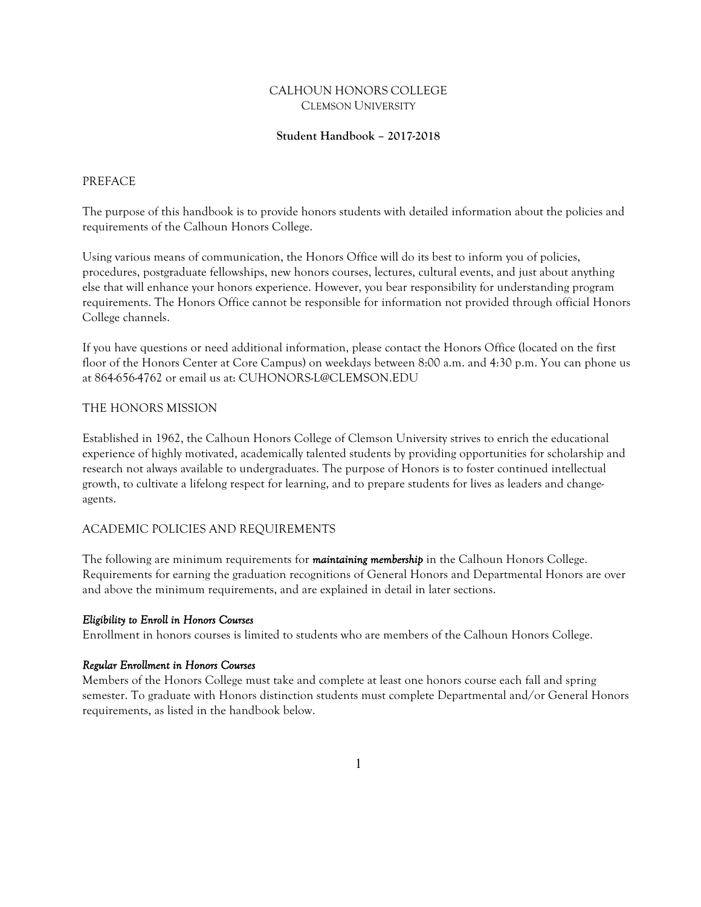# CALHOUN HONORS COLLEGE
## CLEMSON UNIVERSITY

**Student Handbook – 2017-2018**

## PREFACE

The purpose of this handbook is to provide honors students with detailed information about the policies and requirements of the Calhoun Honors College.

Using various means of communication, the Honors Office will do its best to inform you of policies, procedures, postgraduate fellowships, new honors courses, lectures, cultural events, and just about anything else that will enhance your honors experience. However, you bear responsibility for understanding program requirements. The Honors Office cannot be responsible for information not provided through official Honors College channels.

If you have questions or need additional information, please contact the Honors Office (located on the first floor of the Honors Center at Core Campus) on weekdays between 8:00 a.m. and 4:30 p.m. You can phone us at 864-656-4762 or email us at: CUHONORS-L@CLEMSON.EDU

## THE HONORS MISSION

Established in 1962, the Calhoun Honors College of Clemson University strives to enrich the educational experience of highly motivated, academically talented students by providing opportunities for scholarship and research not always available to undergraduates. The purpose of Honors is to foster continued intellectual growth, to cultivate a lifelong respect for learning, and to prepare students for lives as leaders and change-agents.

## ACADEMIC POLICIES AND REQUIREMENTS

The following are minimum requirements for ***maintaining membership*** in the Calhoun Honors College. Requirements for earning the graduation recognitions of General Honors and Departmental Honors are over and above the minimum requirements, and are explained in detail in later sections.

### *Eligibility to Enroll in Honors Courses*

Enrollment in honors courses is limited to students who are members of the Calhoun Honors College.

### *Regular Enrollment in Honors Courses*

Members of the Honors College must take and complete at least one honors course each fall and spring semester. To graduate with Honors distinction students must complete Departmental and/or General Honors requirements, as listed in the handbook below.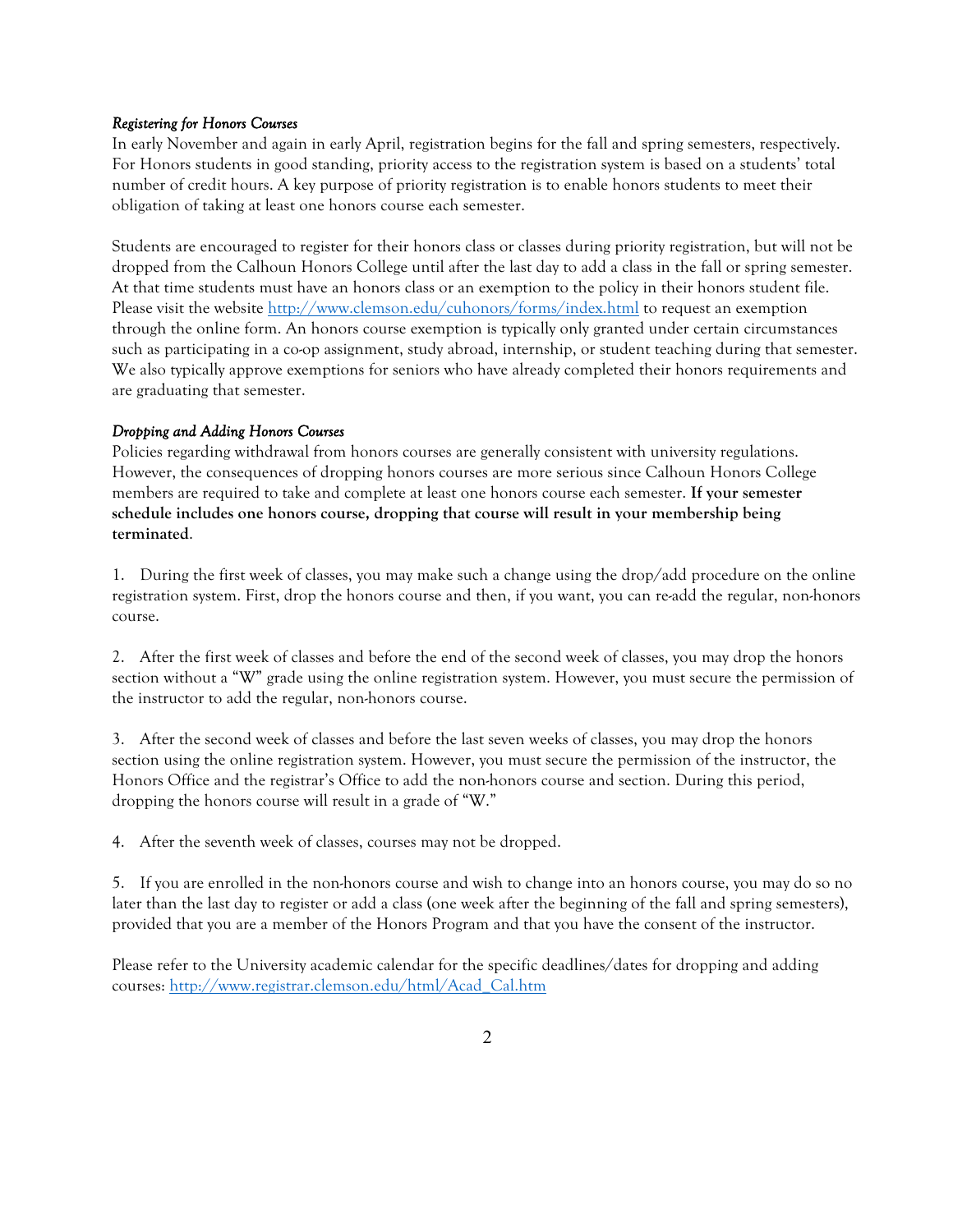*Registering for Honors Courses*

In early November and again in early April, registration begins for the fall and spring semesters, respectively. For Honors students in good standing, priority access to the registration system is based on a students' total number of credit hours. A key purpose of priority registration is to enable honors students to meet their obligation of taking at least one honors course each semester.

Students are encouraged to register for their honors class or classes during priority registration, but will not be dropped from the Calhoun Honors College until after the last day to add a class in the fall or spring semester. At that time students must have an honors class or an exemption to the policy in their honors student file. Please visit the website http://www.clemson.edu/cuhonors/forms/index.html to request an exemption through the online form. An honors course exemption is typically only granted under certain circumstances such as participating in a co-op assignment, study abroad, internship, or student teaching during that semester. We also typically approve exemptions for seniors who have already completed their honors requirements and are graduating that semester.

*Dropping and Adding Honors Courses*

Policies regarding withdrawal from honors courses are generally consistent with university regulations. However, the consequences of dropping honors courses are more serious since Calhoun Honors College members are required to take and complete at least one honors course each semester. **If your semester schedule includes one honors course, dropping that course will result in your membership being terminated**.

1. During the first week of classes, you may make such a change using the drop/add procedure on the online registration system. First, drop the honors course and then, if you want, you can re-add the regular, non-honors course.

2. After the first week of classes and before the end of the second week of classes, you may drop the honors section without a "W" grade using the online registration system. However, you must secure the permission of the instructor to add the regular, non-honors course.

3. After the second week of classes and before the last seven weeks of classes, you may drop the honors section using the online registration system. However, you must secure the permission of the instructor, the Honors Office and the registrar's Office to add the non-honors course and section. During this period, dropping the honors course will result in a grade of "W."

4. After the seventh week of classes, courses may not be dropped.

5. If you are enrolled in the non-honors course and wish to change into an honors course, you may do so no later than the last day to register or add a class (one week after the beginning of the fall and spring semesters), provided that you are a member of the Honors Program and that you have the consent of the instructor.

Please refer to the University academic calendar for the specific deadlines/dates for dropping and adding courses: http://www.registrar.clemson.edu/html/Acad_Cal.htm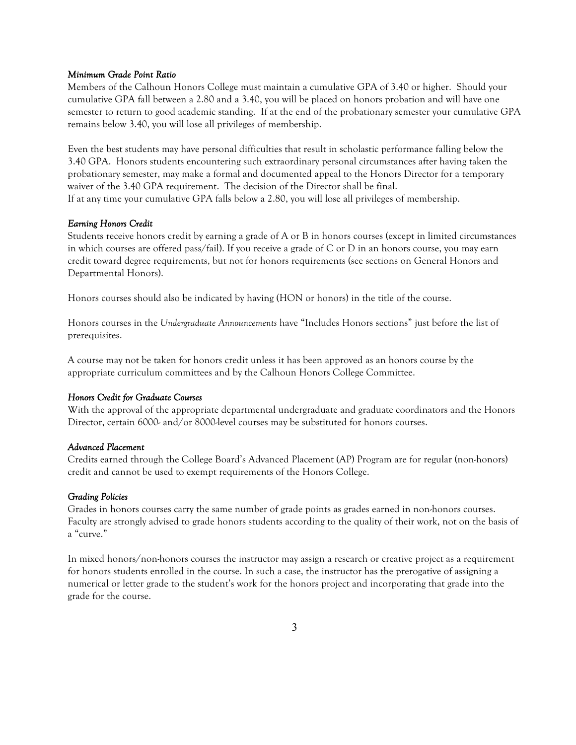### *Minimum Grade Point Ratio*

Members of the Calhoun Honors College must maintain a cumulative GPA of 3.40 or higher. Should your cumulative GPA fall between a 2.80 and a 3.40, you will be placed on honors probation and will have one semester to return to good academic standing. If at the end of the probationary semester your cumulative GPA remains below 3.40, you will lose all privileges of membership.

Even the best students may have personal difficulties that result in scholastic performance falling below the 3.40 GPA. Honors students encountering such extraordinary personal circumstances after having taken the probationary semester, may make a formal and documented appeal to the Honors Director for a temporary waiver of the 3.40 GPA requirement. The decision of the Director shall be final.
If at any time your cumulative GPA falls below a 2.80, you will lose all privileges of membership.

### *Earning Honors Credit*

Students receive honors credit by earning a grade of A or B in honors courses (except in limited circumstances in which courses are offered pass/fail). If you receive a grade of C or D in an honors course, you may earn credit toward degree requirements, but not for honors requirements (see sections on General Honors and Departmental Honors).

Honors courses should also be indicated by having (HON or honors) in the title of the course.

Honors courses in the *Undergraduate Announcements* have "Includes Honors sections" just before the list of prerequisites.

A course may not be taken for honors credit unless it has been approved as an honors course by the appropriate curriculum committees and by the Calhoun Honors College Committee.

### *Honors Credit for Graduate Courses*

With the approval of the appropriate departmental undergraduate and graduate coordinators and the Honors Director, certain 6000- and/or 8000-level courses may be substituted for honors courses.

### *Advanced Placement*

Credits earned through the College Board's Advanced Placement (AP) Program are for regular (non-honors) credit and cannot be used to exempt requirements of the Honors College.

### *Grading Policies*

Grades in honors courses carry the same number of grade points as grades earned in non-honors courses. Faculty are strongly advised to grade honors students according to the quality of their work, not on the basis of a "curve."

In mixed honors/non-honors courses the instructor may assign a research or creative project as a requirement for honors students enrolled in the course. In such a case, the instructor has the prerogative of assigning a numerical or letter grade to the student's work for the honors project and incorporating that grade into the grade for the course.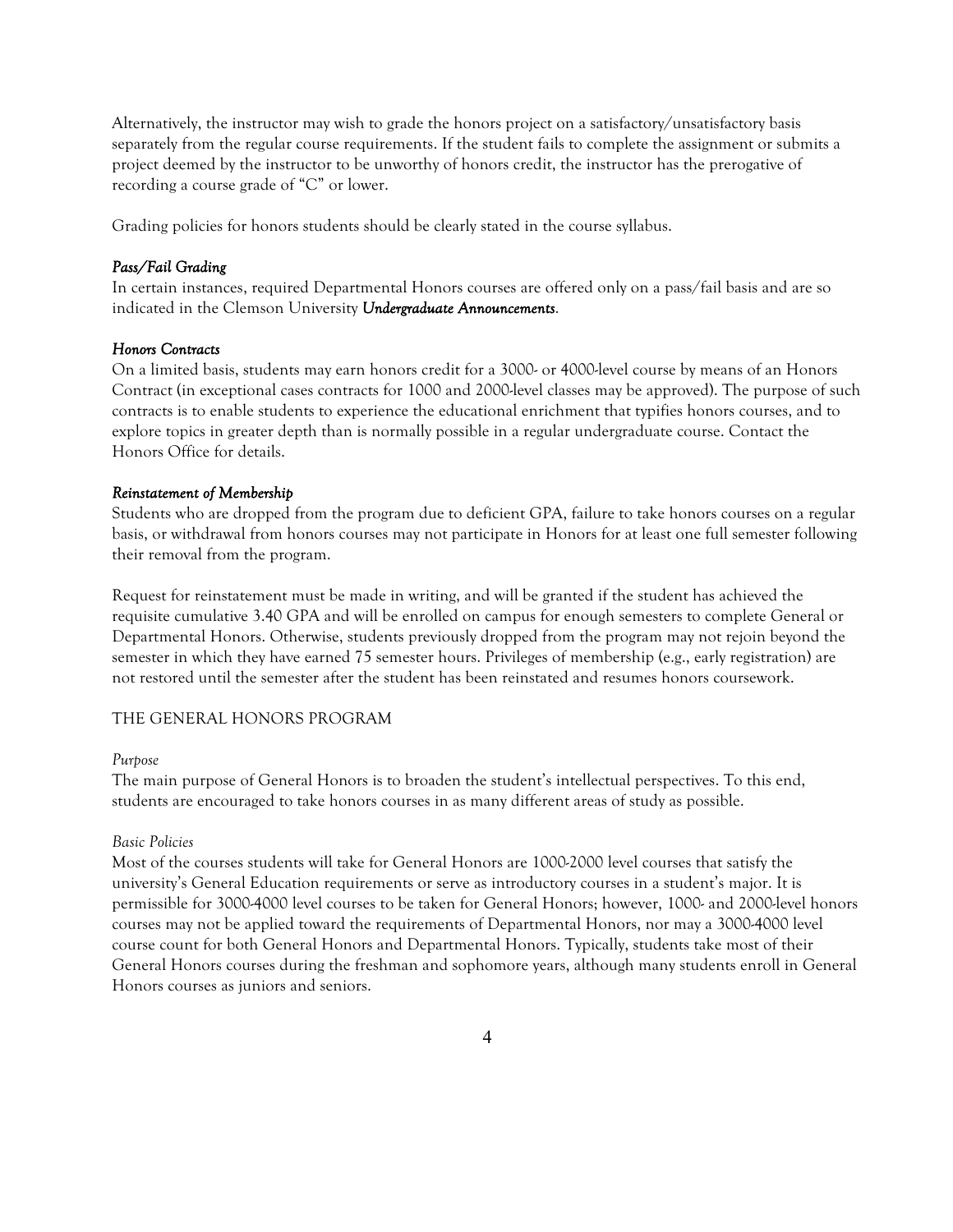Alternatively, the instructor may wish to grade the honors project on a satisfactory/unsatisfactory basis separately from the regular course requirements. If the student fails to complete the assignment or submits a project deemed by the instructor to be unworthy of honors credit, the instructor has the prerogative of recording a course grade of "C" or lower.

Grading policies for honors students should be clearly stated in the course syllabus.

*Pass/Fail Grading*

In certain instances, required Departmental Honors courses are offered only on a pass/fail basis and are so indicated in the Clemson University ***Undergraduate Announcements***.

*Honors Contracts*

On a limited basis, students may earn honors credit for a 3000- or 4000-level course by means of an Honors Contract (in exceptional cases contracts for 1000 and 2000-level classes may be approved). The purpose of such contracts is to enable students to experience the educational enrichment that typifies honors courses, and to explore topics in greater depth than is normally possible in a regular undergraduate course. Contact the Honors Office for details.

*Reinstatement of Membership*

Students who are dropped from the program due to deficient GPA, failure to take honors courses on a regular basis, or withdrawal from honors courses may not participate in Honors for at least one full semester following their removal from the program.

Request for reinstatement must be made in writing, and will be granted if the student has achieved the requisite cumulative 3.40 GPA and will be enrolled on campus for enough semesters to complete General or Departmental Honors. Otherwise, students previously dropped from the program may not rejoin beyond the semester in which they have earned 75 semester hours. Privileges of membership (e.g., early registration) are not restored until the semester after the student has been reinstated and resumes honors coursework.

## THE GENERAL HONORS PROGRAM

*Purpose*

The main purpose of General Honors is to broaden the student's intellectual perspectives. To this end, students are encouraged to take honors courses in as many different areas of study as possible.

*Basic Policies*

Most of the courses students will take for General Honors are 1000-2000 level courses that satisfy the university's General Education requirements or serve as introductory courses in a student's major. It is permissible for 3000-4000 level courses to be taken for General Honors; however, 1000- and 2000-level honors courses may not be applied toward the requirements of Departmental Honors, nor may a 3000-4000 level course count for both General Honors and Departmental Honors. Typically, students take most of their General Honors courses during the freshman and sophomore years, although many students enroll in General Honors courses as juniors and seniors.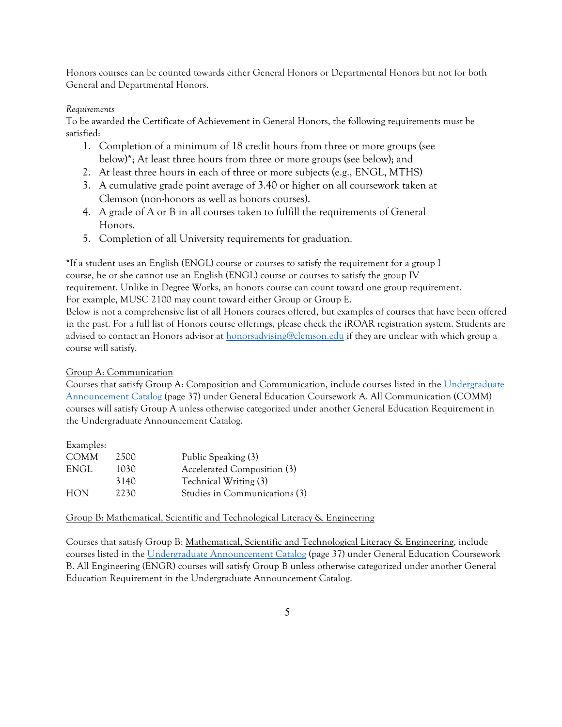Honors courses can be counted towards either General Honors or Departmental Honors but not for both General and Departmental Honors.

*Requirements*

To be awarded the Certificate of Achievement in General Honors, the following requirements must be satisfied:

1. Completion of a minimum of 18 credit hours from three or more groups (see below)*; At least three hours from three or more groups (see below); and
2. At least three hours in each of three or more subjects (e.g., ENGL, MTHS)
3. A cumulative grade point average of 3.40 or higher on all coursework taken at Clemson (non-honors as well as honors courses).
4. A grade of A or B in all courses taken to fulfill the requirements of General Honors.
5. Completion of all University requirements for graduation.

*If a student uses an English (ENGL) course or courses to satisfy the requirement for a group I course, he or she cannot use an English (ENGL) course or courses to satisfy the group IV requirement. Unlike in Degree Works, an honors course can count toward one group requirement. For example, MUSC 2100 may count toward either Group or Group E.

Below is not a comprehensive list of all Honors courses offered, but examples of courses that have been offered in the past. For a full list of Honors course offerings, please check the iROAR registration system. Students are advised to contact an Honors advisor at honorsadvising@clemson.edu if they are unclear with which group a course will satisfy.

Group A: Communication

Courses that satisfy Group A: Composition and Communication, include courses listed in the Undergraduate Announcement Catalog (page 37) under General Education Coursework A. All Communication (COMM) courses will satisfy Group A unless otherwise categorized under another General Education Requirement in the Undergraduate Announcement Catalog.

Examples:

| | | |
|---|---|---|
| COMM | 2500 | Public Speaking (3) |
| ENGL | 1030 | Accelerated Composition (3) |
| | 3140 | Technical Writing (3) |
| HON | 2230 | Studies in Communications (3) |

Group B: Mathematical, Scientific and Technological Literacy & Engineering

Courses that satisfy Group B: Mathematical, Scientific and Technological Literacy & Engineering, include courses listed in the Undergraduate Announcement Catalog (page 37) under General Education Coursework B. All Engineering (ENGR) courses will satisfy Group B unless otherwise categorized under another General Education Requirement in the Undergraduate Announcement Catalog.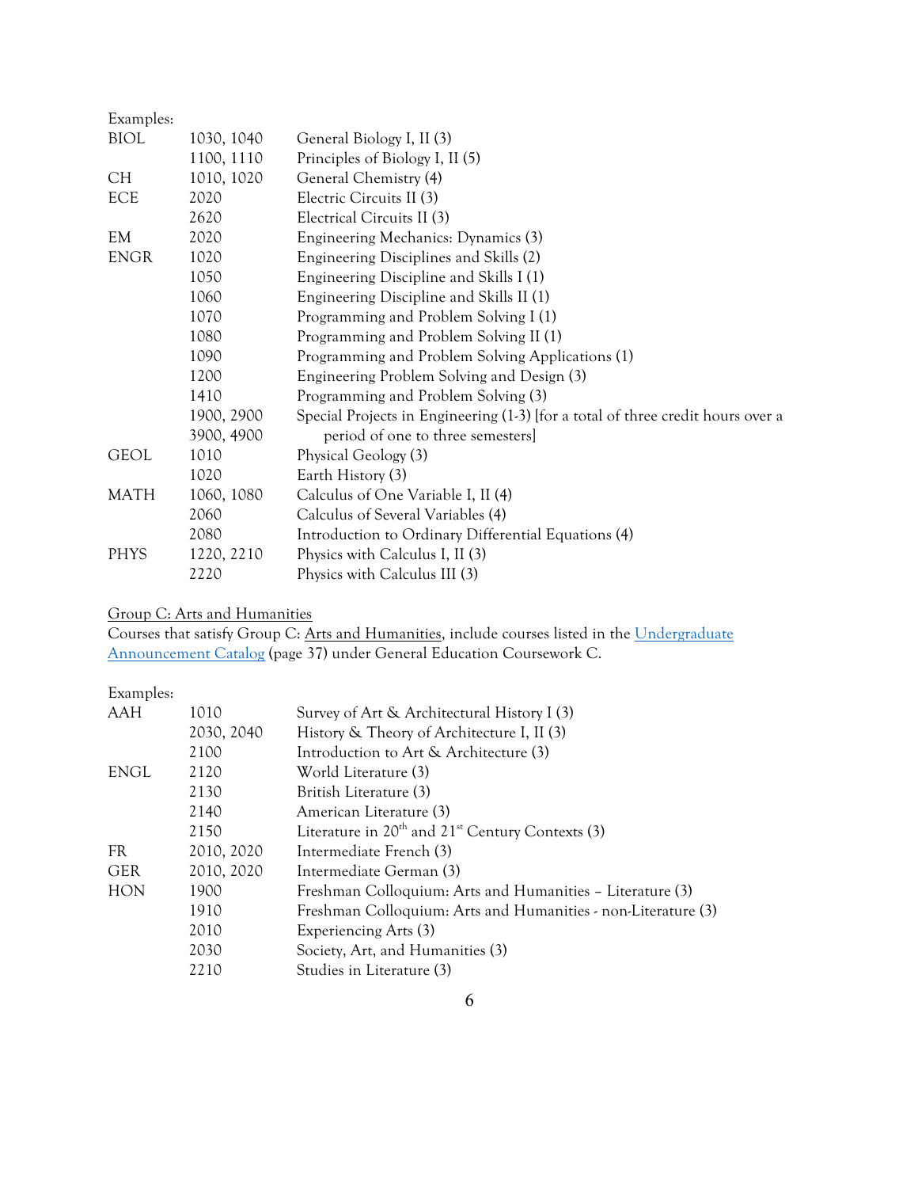Examples:

| | | |
|---|---|---|
| BIOL | 1030, 1040 | General Biology I, II (3) |
| | 1100, 1110 | Principles of Biology I, II (5) |
| CH | 1010, 1020 | General Chemistry (4) |
| ECE | 2020 | Electric Circuits II (3) |
| | 2620 | Electrical Circuits II (3) |
| EM | 2020 | Engineering Mechanics: Dynamics (3) |
| ENGR | 1020 | Engineering Disciplines and Skills (2) |
| | 1050 | Engineering Discipline and Skills I (1) |
| | 1060 | Engineering Discipline and Skills II (1) |
| | 1070 | Programming and Problem Solving I (1) |
| | 1080 | Programming and Problem Solving II (1) |
| | 1090 | Programming and Problem Solving Applications (1) |
| | 1200 | Engineering Problem Solving and Design (3) |
| | 1410 | Programming and Problem Solving (3) |
| | 1900, 2900 3900, 4900 | Special Projects in Engineering (1-3) [for a total of three credit hours over a period of one to three semesters] |
| GEOL | 1010 | Physical Geology (3) |
| | 1020 | Earth History (3) |
| MATH | 1060, 1080 | Calculus of One Variable I, II (4) |
| | 2060 | Calculus of Several Variables (4) |
| | 2080 | Introduction to Ordinary Differential Equations (4) |
| PHYS | 1220, 2210 | Physics with Calculus I, II (3) |
| | 2220 | Physics with Calculus III (3) |

Group C: Arts and Humanities

Courses that satisfy Group C: Arts and Humanities, include courses listed in the Undergraduate Announcement Catalog (page 37) under General Education Coursework C.

Examples:

| | | |
|---|---|---|
| AAH | 1010 | Survey of Art & Architectural History I (3) |
| | 2030, 2040 | History & Theory of Architecture I, II (3) |
| | 2100 | Introduction to Art & Architecture (3) |
| ENGL | 2120 | World Literature (3) |
| | 2130 | British Literature (3) |
| | 2140 | American Literature (3) |
| | 2150 | Literature in 20th and 21st Century Contexts (3) |
| FR | 2010, 2020 | Intermediate French (3) |
| GER | 2010, 2020 | Intermediate German (3) |
| HON | 1900 | Freshman Colloquium: Arts and Humanities – Literature (3) |
| | 1910 | Freshman Colloquium: Arts and Humanities - non-Literature (3) |
| | 2010 | Experiencing Arts (3) |
| | 2030 | Society, Art, and Humanities (3) |
| | 2210 | Studies in Literature (3) |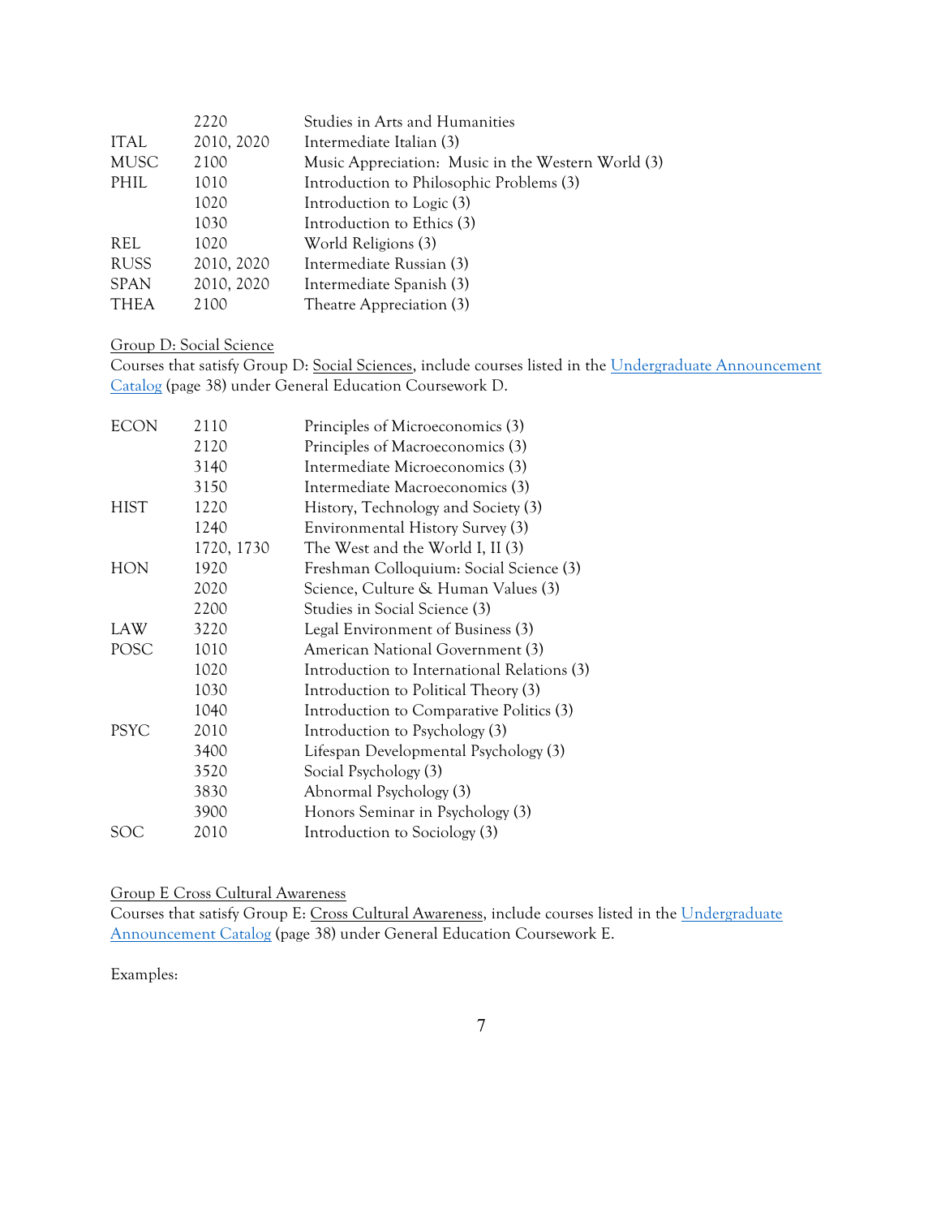| | | |
|---|---|---|
| | 2220 | Studies in Arts and Humanities |
| ITAL | 2010, 2020 | Intermediate Italian (3) |
| MUSC | 2100 | Music Appreciation: Music in the Western World (3) |
| PHIL | 1010 | Introduction to Philosophic Problems (3) |
| | 1020 | Introduction to Logic (3) |
| | 1030 | Introduction to Ethics (3) |
| REL | 1020 | World Religions (3) |
| RUSS | 2010, 2020 | Intermediate Russian (3) |
| SPAN | 2010, 2020 | Intermediate Spanish (3) |
| THEA | 2100 | Theatre Appreciation (3) |

Group D: Social Science

Courses that satisfy Group D: Social Sciences, include courses listed in the Undergraduate Announcement Catalog (page 38) under General Education Coursework D.

| | | |
|---|---|---|
| ECON | 2110 | Principles of Microeconomics (3) |
| | 2120 | Principles of Macroeconomics (3) |
| | 3140 | Intermediate Microeconomics (3) |
| | 3150 | Intermediate Macroeconomics (3) |
| HIST | 1220 | History, Technology and Society (3) |
| | 1240 | Environmental History Survey (3) |
| | 1720, 1730 | The West and the World I, II (3) |
| HON | 1920 | Freshman Colloquium: Social Science (3) |
| | 2020 | Science, Culture & Human Values (3) |
| | 2200 | Studies in Social Science (3) |
| LAW | 3220 | Legal Environment of Business (3) |
| POSC | 1010 | American National Government (3) |
| | 1020 | Introduction to International Relations (3) |
| | 1030 | Introduction to Political Theory (3) |
| | 1040 | Introduction to Comparative Politics (3) |
| PSYC | 2010 | Introduction to Psychology (3) |
| | 3400 | Lifespan Developmental Psychology (3) |
| | 3520 | Social Psychology (3) |
| | 3830 | Abnormal Psychology (3) |
| | 3900 | Honors Seminar in Psychology (3) |
| SOC | 2010 | Introduction to Sociology (3) |

Group E Cross Cultural Awareness

Courses that satisfy Group E: Cross Cultural Awareness, include courses listed in the Undergraduate Announcement Catalog (page 38) under General Education Coursework E.

Examples: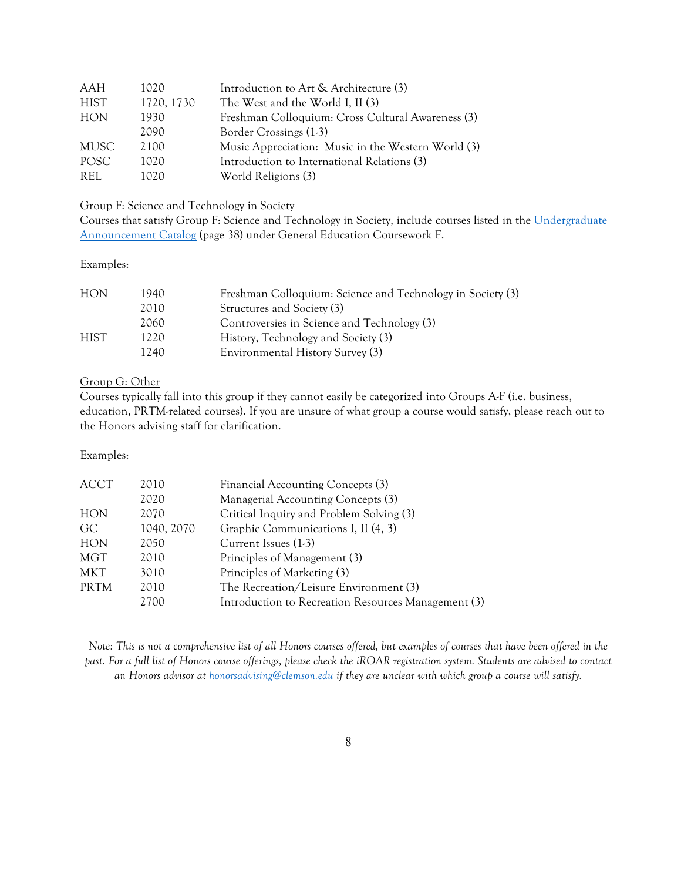| | | |
|---|---|---|
| AAH | 1020 | Introduction to Art & Architecture (3) |
| HIST | 1720, 1730 | The West and the World I, II (3) |
| HON | 1930 | Freshman Colloquium: Cross Cultural Awareness (3) |
| | 2090 | Border Crossings (1-3) |
| MUSC | 2100 | Music Appreciation: Music in the Western World (3) |
| POSC | 1020 | Introduction to International Relations (3) |
| REL | 1020 | World Religions (3) |

Group F: Science and Technology in Society

Courses that satisfy Group F: Science and Technology in Society, include courses listed in the Undergraduate Announcement Catalog (page 38) under General Education Coursework F.

Examples:

| | | |
|---|---|---|
| HON | 1940 | Freshman Colloquium: Science and Technology in Society (3) |
| | 2010 | Structures and Society (3) |
| | 2060 | Controversies in Science and Technology (3) |
| HIST | 1220 | History, Technology and Society (3) |
| | 1240 | Environmental History Survey (3) |

Group G: Other

Courses typically fall into this group if they cannot easily be categorized into Groups A-F (i.e. business, education, PRTM-related courses). If you are unsure of what group a course would satisfy, please reach out to the Honors advising staff for clarification.

Examples:

| | | |
|---|---|---|
| ACCT | 2010 | Financial Accounting Concepts (3) |
| | 2020 | Managerial Accounting Concepts (3) |
| HON | 2070 | Critical Inquiry and Problem Solving (3) |
| GC | 1040, 2070 | Graphic Communications I, II (4, 3) |
| HON | 2050 | Current Issues (1-3) |
| MGT | 2010 | Principles of Management (3) |
| MKT | 3010 | Principles of Marketing (3) |
| PRTM | 2010 | The Recreation/Leisure Environment (3) |
| | 2700 | Introduction to Recreation Resources Management (3) |

*Note: This is not a comprehensive list of all Honors courses offered, but examples of courses that have been offered in the past. For a full list of Honors course offerings, please check the iROAR registration system. Students are advised to contact an Honors advisor at honorsadvising@clemson.edu if they are unclear with which group a course will satisfy.*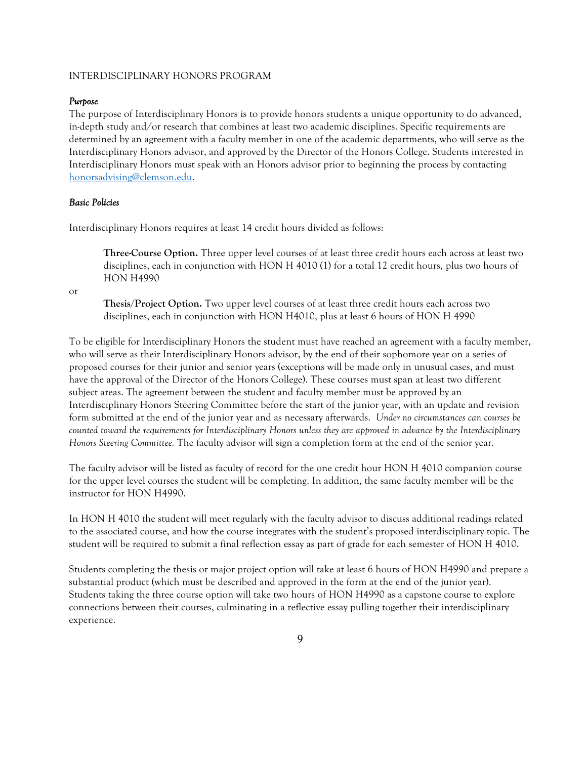# INTERDISCIPLINARY HONORS PROGRAM

### *Purpose*

The purpose of Interdisciplinary Honors is to provide honors students a unique opportunity to do advanced, in-depth study and/or research that combines at least two academic disciplines. Specific requirements are determined by an agreement with a faculty member in one of the academic departments, who will serve as the Interdisciplinary Honors advisor, and approved by the Director of the Honors College. Students interested in Interdisciplinary Honors must speak with an Honors advisor prior to beginning the process by contacting honorsadvising@clemson.edu.

### *Basic Policies*

Interdisciplinary Honors requires at least 14 credit hours divided as follows:

> **Three-Course Option.** Three upper level courses of at least three credit hours each across at least two disciplines, each in conjunction with HON H 4010 (1) for a total 12 credit hours, plus two hours of HON H4990

or

> **Thesis/Project Option.** Two upper level courses of at least three credit hours each across two disciplines, each in conjunction with HON H4010, plus at least 6 hours of HON H 4990

To be eligible for Interdisciplinary Honors the student must have reached an agreement with a faculty member, who will serve as their Interdisciplinary Honors advisor, by the end of their sophomore year on a series of proposed courses for their junior and senior years (exceptions will be made only in unusual cases, and must have the approval of the Director of the Honors College). These courses must span at least two different subject areas. The agreement between the student and faculty member must be approved by an Interdisciplinary Honors Steering Committee before the start of the junior year, with an update and revision form submitted at the end of the junior year and as necessary afterwards. *Under no circumstances can courses be counted toward the requirements for Interdisciplinary Honors unless they are approved in advance by the Interdisciplinary Honors Steering Committee.* The faculty advisor will sign a completion form at the end of the senior year.

The faculty advisor will be listed as faculty of record for the one credit hour HON H 4010 companion course for the upper level courses the student will be completing. In addition, the same faculty member will be the instructor for HON H4990.

In HON H 4010 the student will meet regularly with the faculty advisor to discuss additional readings related to the associated course, and how the course integrates with the student's proposed interdisciplinary topic. The student will be required to submit a final reflection essay as part of grade for each semester of HON H 4010.

Students completing the thesis or major project option will take at least 6 hours of HON H4990 and prepare a substantial product (which must be described and approved in the form at the end of the junior year). Students taking the three course option will take two hours of HON H4990 as a capstone course to explore connections between their courses, culminating in a reflective essay pulling together their interdisciplinary experience.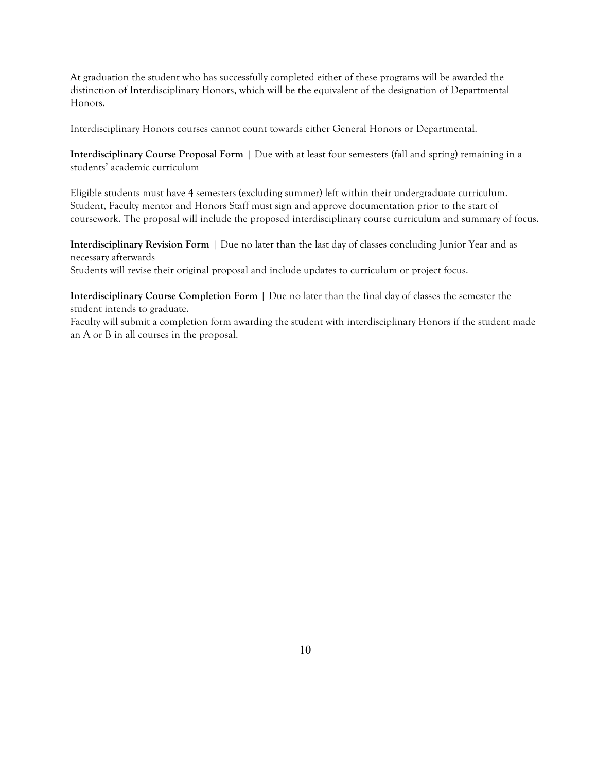At graduation the student who has successfully completed either of these programs will be awarded the distinction of Interdisciplinary Honors, which will be the equivalent of the designation of Departmental Honors.

Interdisciplinary Honors courses cannot count towards either General Honors or Departmental.

**Interdisciplinary Course Proposal Form** | Due with at least four semesters (fall and spring) remaining in a students' academic curriculum

Eligible students must have 4 semesters (excluding summer) left within their undergraduate curriculum. Student, Faculty mentor and Honors Staff must sign and approve documentation prior to the start of coursework. The proposal will include the proposed interdisciplinary course curriculum and summary of focus.

**Interdisciplinary Revision Form** | Due no later than the last day of classes concluding Junior Year and as necessary afterwards
Students will revise their original proposal and include updates to curriculum or project focus.

**Interdisciplinary Course Completion Form** | Due no later than the final day of classes the semester the student intends to graduate.
Faculty will submit a completion form awarding the student with interdisciplinary Honors if the student made an A or B in all courses in the proposal.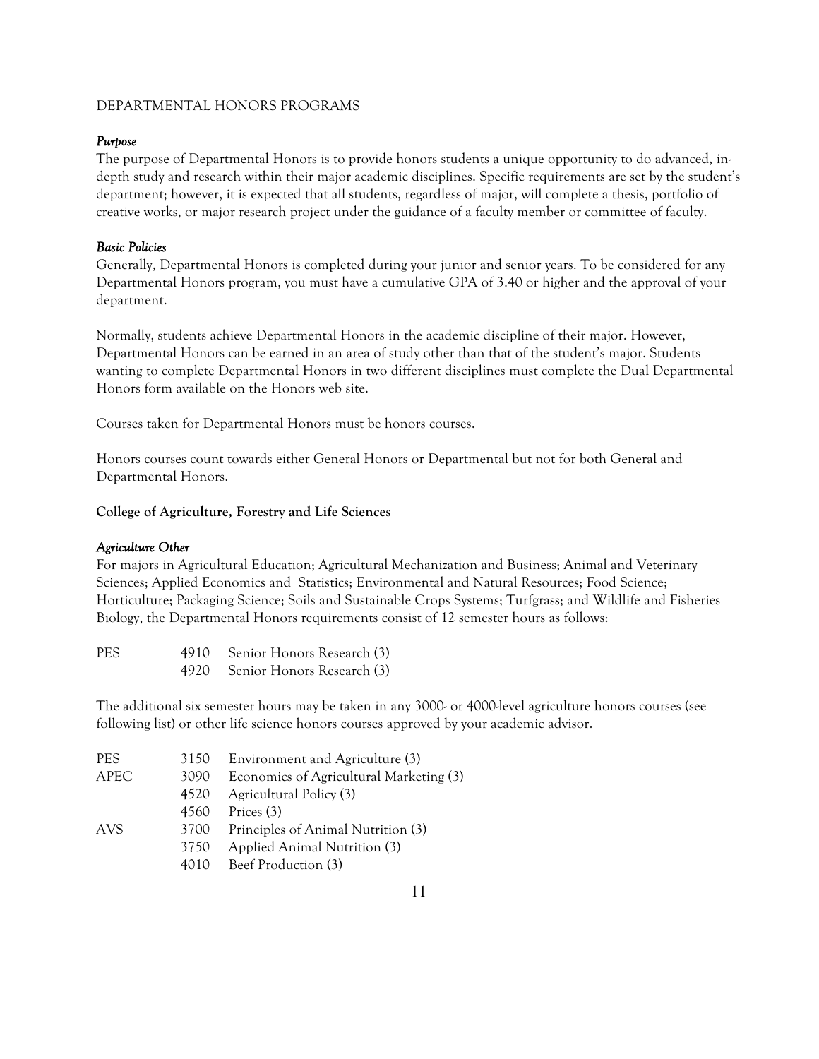DEPARTMENTAL HONORS PROGRAMS

*Purpose*

The purpose of Departmental Honors is to provide honors students a unique opportunity to do advanced, in-depth study and research within their major academic disciplines. Specific requirements are set by the student's department; however, it is expected that all students, regardless of major, will complete a thesis, portfolio of creative works, or major research project under the guidance of a faculty member or committee of faculty.

*Basic Policies*

Generally, Departmental Honors is completed during your junior and senior years. To be considered for any Departmental Honors program, you must have a cumulative GPA of 3.40 or higher and the approval of your department.

Normally, students achieve Departmental Honors in the academic discipline of their major. However, Departmental Honors can be earned in an area of study other than that of the student's major. Students wanting to complete Departmental Honors in two different disciplines must complete the Dual Departmental Honors form available on the Honors web site.

Courses taken for Departmental Honors must be honors courses.

Honors courses count towards either General Honors or Departmental but not for both General and Departmental Honors.

**College of Agriculture, Forestry and Life Sciences**

*Agriculture Other*

For majors in Agricultural Education; Agricultural Mechanization and Business; Animal and Veterinary Sciences; Applied Economics and Statistics; Environmental and Natural Resources; Food Science; Horticulture; Packaging Science; Soils and Sustainable Crops Systems; Turfgrass; and Wildlife and Fisheries Biology, the Departmental Honors requirements consist of 12 semester hours as follows:

| | | |
|---|---|---|
| PES | 4910 | Senior Honors Research (3) |
| | 4920 | Senior Honors Research (3) |

The additional six semester hours may be taken in any 3000- or 4000-level agriculture honors courses (see following list) or other life science honors courses approved by your academic advisor.

| | | |
|---|---|---|
| PES | 3150 | Environment and Agriculture (3) |
| APEC | 3090 | Economics of Agricultural Marketing (3) |
| | 4520 | Agricultural Policy (3) |
| | 4560 | Prices (3) |
| AVS | 3700 | Principles of Animal Nutrition (3) |
| | 3750 | Applied Animal Nutrition (3) |
| | 4010 | Beef Production (3) |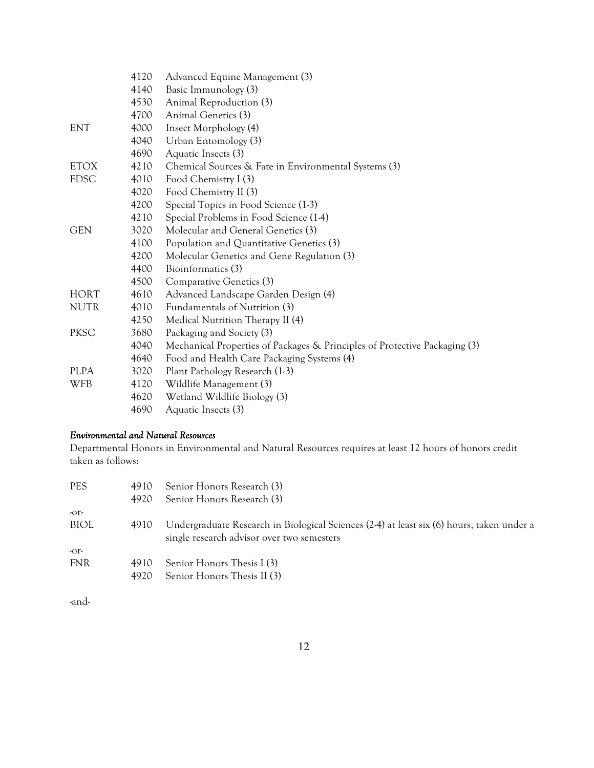| | | |
|---|---|---|
| | 4120 | Advanced Equine Management (3) |
| | 4140 | Basic Immunology (3) |
| | 4530 | Animal Reproduction (3) |
| | 4700 | Animal Genetics (3) |
| ENT | 4000 | Insect Morphology (4) |
| | 4040 | Urban Entomology (3) |
| | 4690 | Aquatic Insects (3) |
| ETOX | 4210 | Chemical Sources & Fate in Environmental Systems (3) |
| FDSC | 4010 | Food Chemistry I (3) |
| | 4020 | Food Chemistry II (3) |
| | 4200 | Special Topics in Food Science (1-3) |
| | 4210 | Special Problems in Food Science (1-4) |
| GEN | 3020 | Molecular and General Genetics (3) |
| | 4100 | Population and Quantitative Genetics (3) |
| | 4200 | Molecular Genetics and Gene Regulation (3) |
| | 4400 | Bioinformatics (3) |
| | 4500 | Comparative Genetics (3) |
| HORT | 4610 | Advanced Landscape Garden Design (4) |
| NUTR | 4010 | Fundamentals of Nutrition (3) |
| | 4250 | Medical Nutrition Therapy II (4) |
| PKSC | 3680 | Packaging and Society (3) |
| | 4040 | Mechanical Properties of Packages & Principles of Protective Packaging (3) |
| | 4640 | Food and Health Care Packaging Systems (4) |
| PLPA | 3020 | Plant Pathology Research (1-3) |
| WFB | 4120 | Wildlife Management (3) |
| | 4620 | Wetland Wildlife Biology (3) |
| | 4690 | Aquatic Insects (3) |

*Environmental and Natural Resources*

Departmental Honors in Environmental and Natural Resources requires at least 12 hours of honors credit taken as follows:

| | | |
|---|---|---|
| PES | 4910 | Senior Honors Research (3) |
| | 4920 | Senior Honors Research (3) |
| -or- | | |
| BIOL | 4910 | Undergraduate Research in Biological Sciences (2-4) at least six (6) hours, taken under a single research advisor over two semesters |
| -or- | | |
| FNR | 4910 | Senior Honors Thesis I (3) |
| | 4920 | Senior Honors Thesis II (3) |

-and-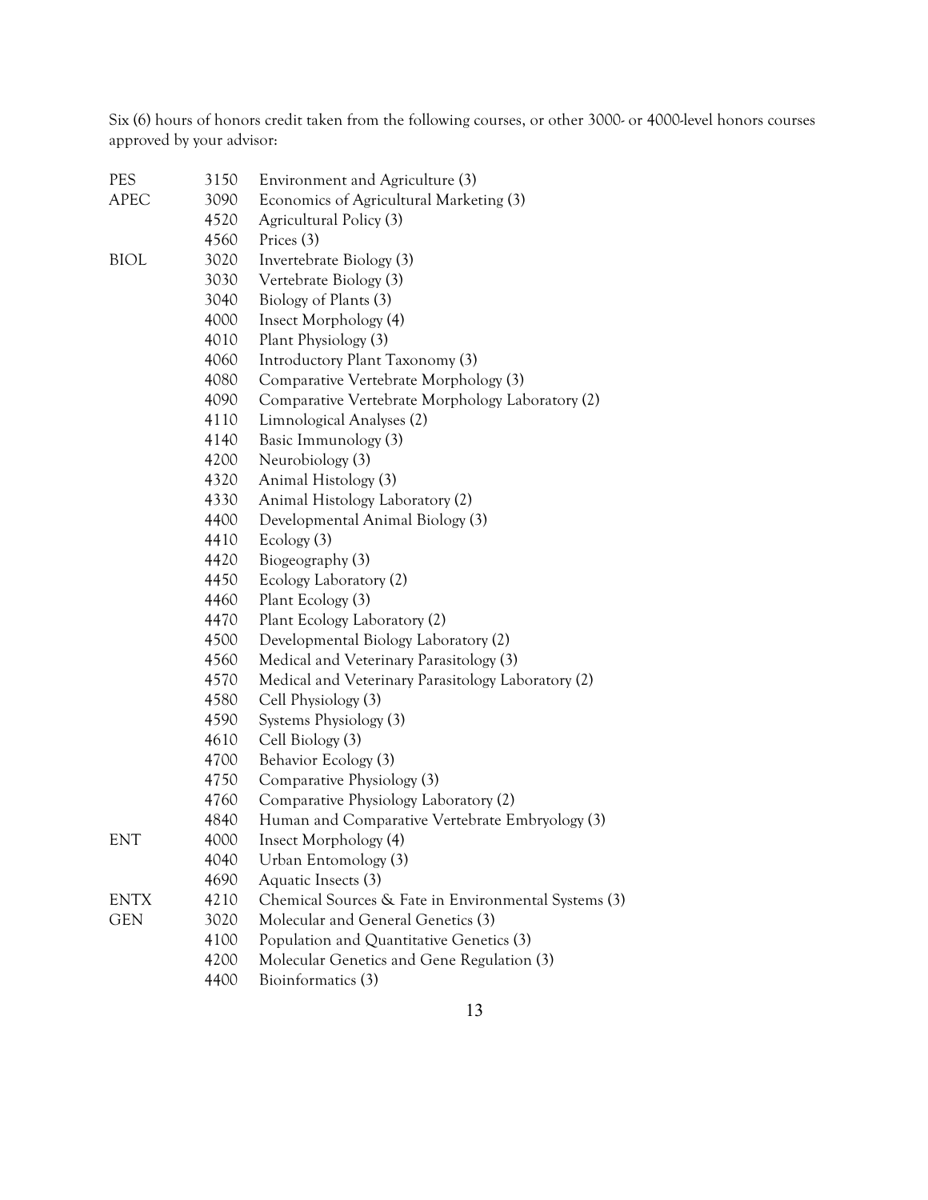Six (6) hours of honors credit taken from the following courses, or other 3000- or 4000-level honors courses approved by your advisor:

| | | |
|---|---|---|
| PES | 3150 | Environment and Agriculture (3) |
| APEC | 3090 | Economics of Agricultural Marketing (3) |
| | 4520 | Agricultural Policy (3) |
| | 4560 | Prices (3) |
| BIOL | 3020 | Invertebrate Biology (3) |
| | 3030 | Vertebrate Biology (3) |
| | 3040 | Biology of Plants (3) |
| | 4000 | Insect Morphology (4) |
| | 4010 | Plant Physiology (3) |
| | 4060 | Introductory Plant Taxonomy (3) |
| | 4080 | Comparative Vertebrate Morphology (3) |
| | 4090 | Comparative Vertebrate Morphology Laboratory (2) |
| | 4110 | Limnological Analyses (2) |
| | 4140 | Basic Immunology (3) |
| | 4200 | Neurobiology (3) |
| | 4320 | Animal Histology (3) |
| | 4330 | Animal Histology Laboratory (2) |
| | 4400 | Developmental Animal Biology (3) |
| | 4410 | Ecology (3) |
| | 4420 | Biogeography (3) |
| | 4450 | Ecology Laboratory (2) |
| | 4460 | Plant Ecology (3) |
| | 4470 | Plant Ecology Laboratory (2) |
| | 4500 | Developmental Biology Laboratory (2) |
| | 4560 | Medical and Veterinary Parasitology (3) |
| | 4570 | Medical and Veterinary Parasitology Laboratory (2) |
| | 4580 | Cell Physiology (3) |
| | 4590 | Systems Physiology (3) |
| | 4610 | Cell Biology (3) |
| | 4700 | Behavior Ecology (3) |
| | 4750 | Comparative Physiology (3) |
| | 4760 | Comparative Physiology Laboratory (2) |
| | 4840 | Human and Comparative Vertebrate Embryology (3) |
| ENT | 4000 | Insect Morphology (4) |
| | 4040 | Urban Entomology (3) |
| | 4690 | Aquatic Insects (3) |
| ENTX | 4210 | Chemical Sources & Fate in Environmental Systems (3) |
| GEN | 3020 | Molecular and General Genetics (3) |
| | 4100 | Population and Quantitative Genetics (3) |
| | 4200 | Molecular Genetics and Gene Regulation (3) |
| | 4400 | Bioinformatics (3) |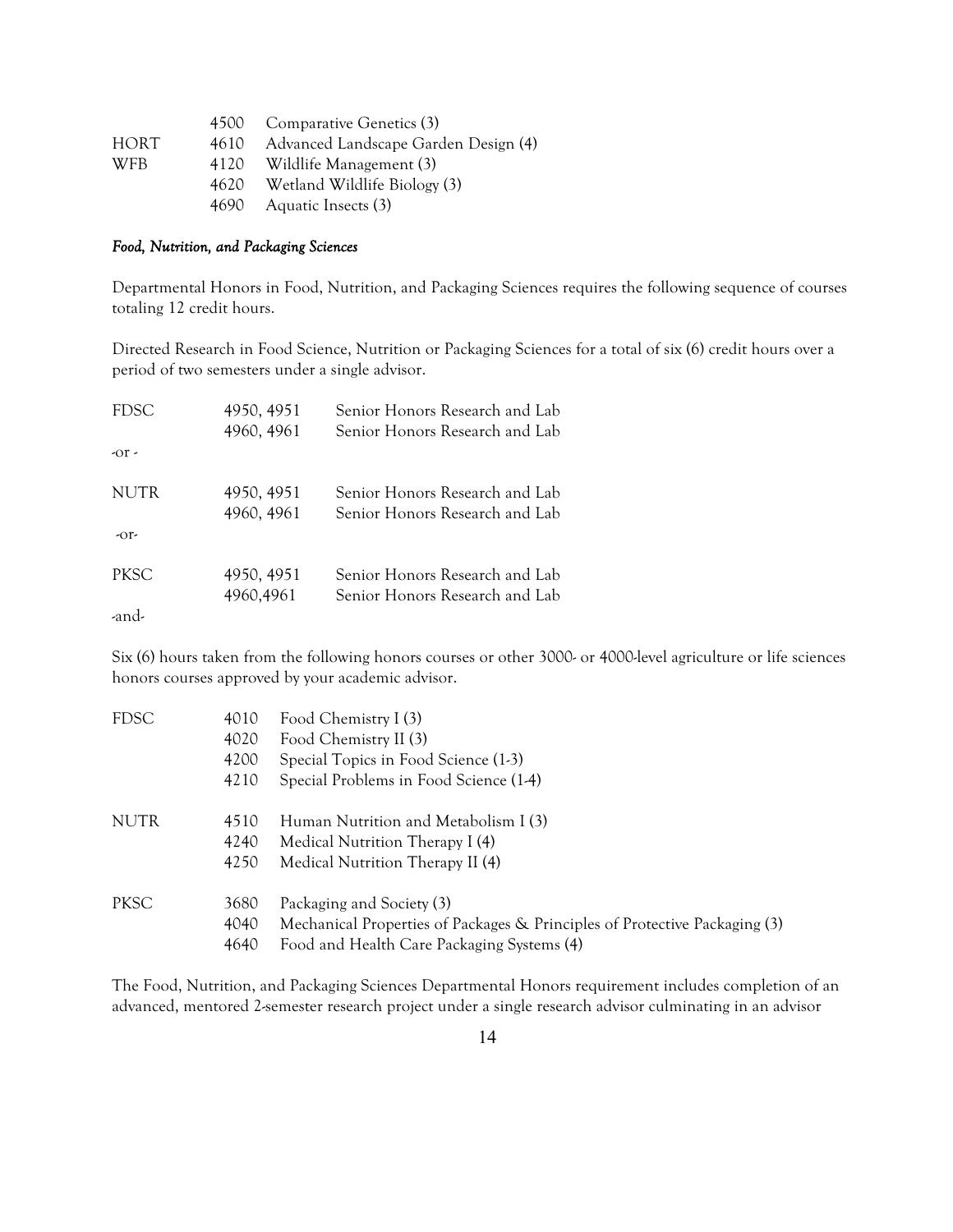| | | |
|---|---|---|
| | 4500 | Comparative Genetics (3) |
| HORT | 4610 | Advanced Landscape Garden Design (4) |
| WFB | 4120 | Wildlife Management (3) |
| | 4620 | Wetland Wildlife Biology (3) |
| | 4690 | Aquatic Insects (3) |

*Food, Nutrition, and Packaging Sciences*

Departmental Honors in Food, Nutrition, and Packaging Sciences requires the following sequence of courses totaling 12 credit hours.

Directed Research in Food Science, Nutrition or Packaging Sciences for a total of six (6) credit hours over a period of two semesters under a single advisor.

| | | |
|---|---|---|
| FDSC | 4950, 4951 | Senior Honors Research and Lab |
| | 4960, 4961 | Senior Honors Research and Lab |

-or -

| | | |
|---|---|---|
| NUTR | 4950, 4951 | Senior Honors Research and Lab |
| | 4960, 4961 | Senior Honors Research and Lab |

-or-

| | | |
|---|---|---|
| PKSC | 4950, 4951 | Senior Honors Research and Lab |
| | 4960,4961 | Senior Honors Research and Lab |

-and-

Six (6) hours taken from the following honors courses or other 3000- or 4000-level agriculture or life sciences honors courses approved by your academic advisor.

| | | |
|---|---|---|
| FDSC | 4010 | Food Chemistry I (3) |
| | 4020 | Food Chemistry II (3) |
| | 4200 | Special Topics in Food Science (1-3) |
| | 4210 | Special Problems in Food Science (1-4) |
| NUTR | 4510 | Human Nutrition and Metabolism I (3) |
| | 4240 | Medical Nutrition Therapy I (4) |
| | 4250 | Medical Nutrition Therapy II (4) |
| PKSC | 3680 | Packaging and Society (3) |
| | 4040 | Mechanical Properties of Packages & Principles of Protective Packaging (3) |
| | 4640 | Food and Health Care Packaging Systems (4) |

The Food, Nutrition, and Packaging Sciences Departmental Honors requirement includes completion of an advanced, mentored 2-semester research project under a single research advisor culminating in an advisor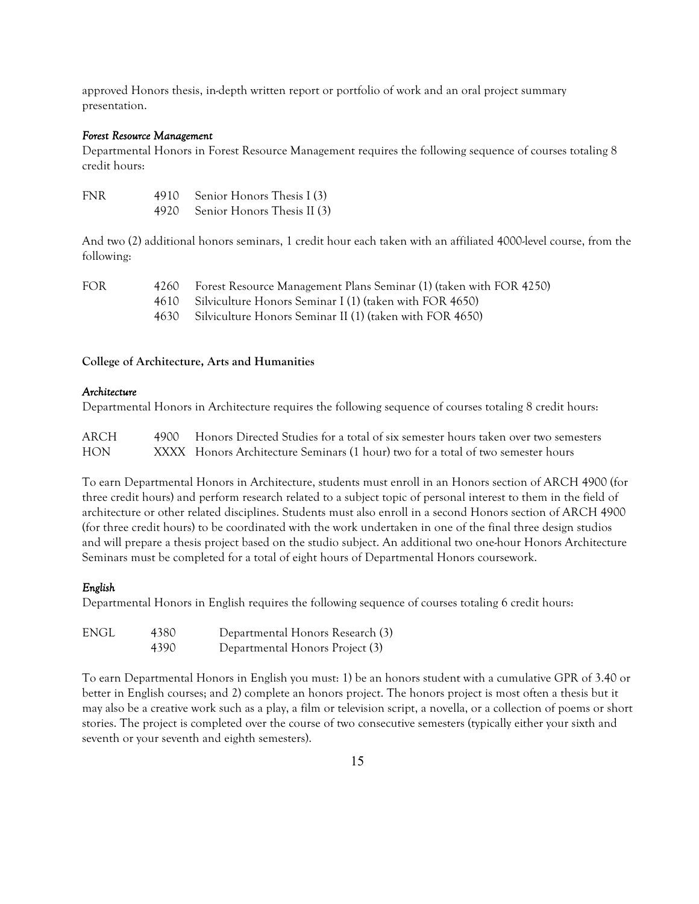approved Honors thesis, in-depth written report or portfolio of work and an oral project summary presentation.

#### *Forest Resource Management*

Departmental Honors in Forest Resource Management requires the following sequence of courses totaling 8 credit hours:

| | | |
|---|---|---|
| FNR | 4910 | Senior Honors Thesis I (3) |
| | 4920 | Senior Honors Thesis II (3) |

And two (2) additional honors seminars, 1 credit hour each taken with an affiliated 4000-level course, from the following:

| | | |
|---|---|---|
| FOR | 4260 | Forest Resource Management Plans Seminar (1) (taken with FOR 4250) |
| | 4610 | Silviculture Honors Seminar I (1) (taken with FOR 4650) |
| | 4630 | Silviculture Honors Seminar II (1) (taken with FOR 4650) |

### College of Architecture, Arts and Humanities

#### *Architecture*

Departmental Honors in Architecture requires the following sequence of courses totaling 8 credit hours:

| | | |
|---|---|---|
| ARCH | 4900 | Honors Directed Studies for a total of six semester hours taken over two semesters |
| HON | XXXX | Honors Architecture Seminars (1 hour) two for a total of two semester hours |

To earn Departmental Honors in Architecture, students must enroll in an Honors section of ARCH 4900 (for three credit hours) and perform research related to a subject topic of personal interest to them in the field of architecture or other related disciplines. Students must also enroll in a second Honors section of ARCH 4900 (for three credit hours) to be coordinated with the work undertaken in one of the final three design studios and will prepare a thesis project based on the studio subject. An additional two one-hour Honors Architecture Seminars must be completed for a total of eight hours of Departmental Honors coursework.

#### *English*

Departmental Honors in English requires the following sequence of courses totaling 6 credit hours:

| | | |
|---|---|---|
| ENGL | 4380 | Departmental Honors Research (3) |
| | 4390 | Departmental Honors Project (3) |

To earn Departmental Honors in English you must: 1) be an honors student with a cumulative GPR of 3.40 or better in English courses; and 2) complete an honors project. The honors project is most often a thesis but it may also be a creative work such as a play, a film or television script, a novella, or a collection of poems or short stories. The project is completed over the course of two consecutive semesters (typically either your sixth and seventh or your seventh and eighth semesters).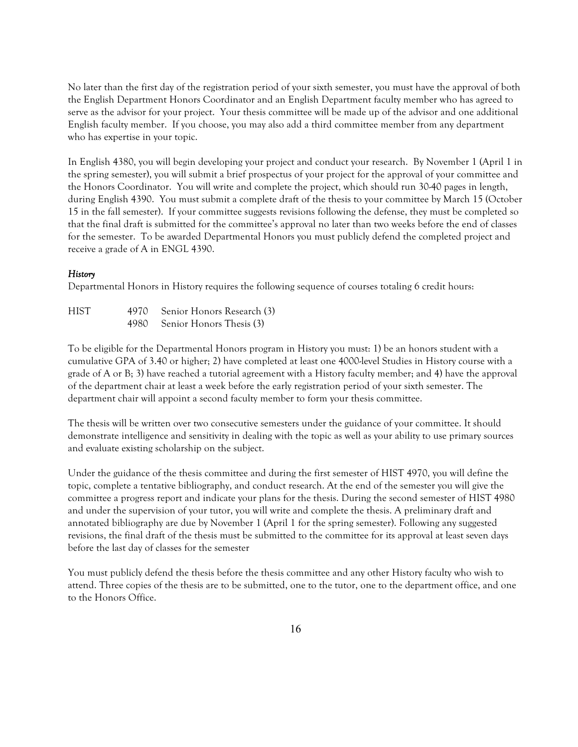No later than the first day of the registration period of your sixth semester, you must have the approval of both the English Department Honors Coordinator and an English Department faculty member who has agreed to serve as the advisor for your project. Your thesis committee will be made up of the advisor and one additional English faculty member. If you choose, you may also add a third committee member from any department who has expertise in your topic.

In English 4380, you will begin developing your project and conduct your research. By November 1 (April 1 in the spring semester), you will submit a brief prospectus of your project for the approval of your committee and the Honors Coordinator. You will write and complete the project, which should run 30-40 pages in length, during English 4390. You must submit a complete draft of the thesis to your committee by March 15 (October 15 in the fall semester). If your committee suggests revisions following the defense, they must be completed so that the final draft is submitted for the committee's approval no later than two weeks before the end of classes for the semester. To be awarded Departmental Honors you must publicly defend the completed project and receive a grade of A in ENGL 4390.

### *History*

Departmental Honors in History requires the following sequence of courses totaling 6 credit hours:

| | | |
|---|---|---|
| HIST | 4970 | Senior Honors Research (3) |
| | 4980 | Senior Honors Thesis (3) |

To be eligible for the Departmental Honors program in History you must: 1) be an honors student with a cumulative GPA of 3.40 or higher; 2) have completed at least one 4000-level Studies in History course with a grade of A or B; 3) have reached a tutorial agreement with a History faculty member; and 4) have the approval of the department chair at least a week before the early registration period of your sixth semester. The department chair will appoint a second faculty member to form your thesis committee.

The thesis will be written over two consecutive semesters under the guidance of your committee. It should demonstrate intelligence and sensitivity in dealing with the topic as well as your ability to use primary sources and evaluate existing scholarship on the subject.

Under the guidance of the thesis committee and during the first semester of HIST 4970, you will define the topic, complete a tentative bibliography, and conduct research. At the end of the semester you will give the committee a progress report and indicate your plans for the thesis. During the second semester of HIST 4980 and under the supervision of your tutor, you will write and complete the thesis. A preliminary draft and annotated bibliography are due by November 1 (April 1 for the spring semester). Following any suggested revisions, the final draft of the thesis must be submitted to the committee for its approval at least seven days before the last day of classes for the semester

You must publicly defend the thesis before the thesis committee and any other History faculty who wish to attend. Three copies of the thesis are to be submitted, one to the tutor, one to the department office, and one to the Honors Office.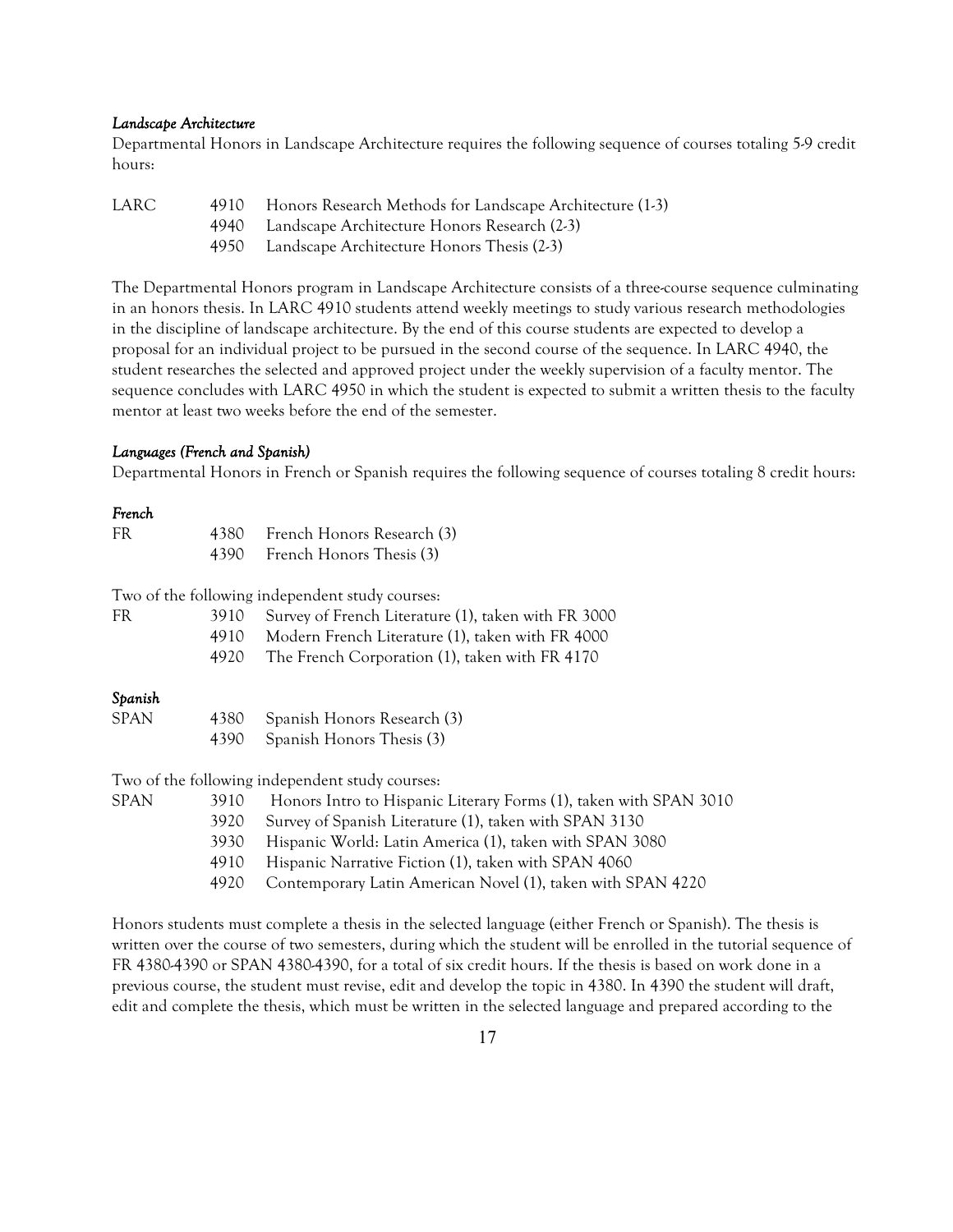### *Landscape Architecture*

Departmental Honors in Landscape Architecture requires the following sequence of courses totaling 5-9 credit hours:

| | | |
|---|---|---|
| LARC | 4910 | Honors Research Methods for Landscape Architecture (1-3) |
| | 4940 | Landscape Architecture Honors Research (2-3) |
| | 4950 | Landscape Architecture Honors Thesis (2-3) |

The Departmental Honors program in Landscape Architecture consists of a three-course sequence culminating in an honors thesis. In LARC 4910 students attend weekly meetings to study various research methodologies in the discipline of landscape architecture. By the end of this course students are expected to develop a proposal for an individual project to be pursued in the second course of the sequence. In LARC 4940, the student researches the selected and approved project under the weekly supervision of a faculty mentor. The sequence concludes with LARC 4950 in which the student is expected to submit a written thesis to the faculty mentor at least two weeks before the end of the semester.

### *Languages (French and Spanish)*

Departmental Honors in French or Spanish requires the following sequence of courses totaling 8 credit hours:

#### *French*

| | | |
|---|---|---|
| FR | 4380 | French Honors Research (3) |
| | 4390 | French Honors Thesis (3) |

Two of the following independent study courses:

| | | |
|---|---|---|
| FR | 3910 | Survey of French Literature (1), taken with FR 3000 |
| | 4910 | Modern French Literature (1), taken with FR 4000 |
| | 4920 | The French Corporation (1), taken with FR 4170 |

#### *Spanish*

| | | |
|---|---|---|
| SPAN | 4380 | Spanish Honors Research (3) |
| | 4390 | Spanish Honors Thesis (3) |

Two of the following independent study courses:

| | | |
|---|---|---|
| SPAN | 3910 | Honors Intro to Hispanic Literary Forms (1), taken with SPAN 3010 |
| | 3920 | Survey of Spanish Literature (1), taken with SPAN 3130 |
| | 3930 | Hispanic World: Latin America (1), taken with SPAN 3080 |
| | 4910 | Hispanic Narrative Fiction (1), taken with SPAN 4060 |
| | 4920 | Contemporary Latin American Novel (1), taken with SPAN 4220 |

Honors students must complete a thesis in the selected language (either French or Spanish). The thesis is written over the course of two semesters, during which the student will be enrolled in the tutorial sequence of FR 4380-4390 or SPAN 4380-4390, for a total of six credit hours. If the thesis is based on work done in a previous course, the student must revise, edit and develop the topic in 4380. In 4390 the student will draft, edit and complete the thesis, which must be written in the selected language and prepared according to the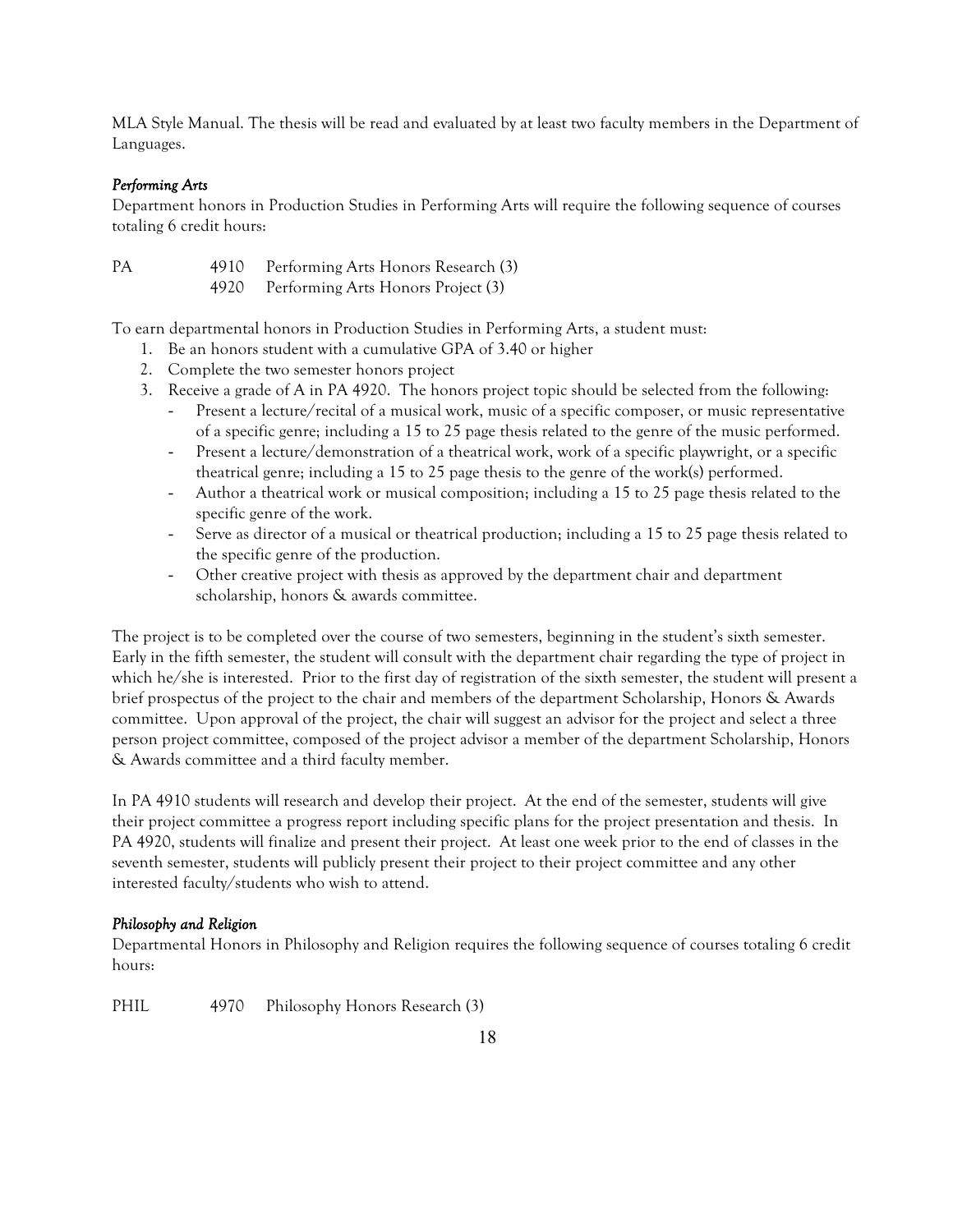MLA Style Manual. The thesis will be read and evaluated by at least two faculty members in the Department of Languages.

*Performing Arts*

Department honors in Production Studies in Performing Arts will require the following sequence of courses totaling 6 credit hours:

| | | |
|---|---|---|
| PA | 4910 | Performing Arts Honors Research (3) |
| | 4920 | Performing Arts Honors Project (3) |

To earn departmental honors in Production Studies in Performing Arts, a student must:

1. Be an honors student with a cumulative GPA of 3.40 or higher
2. Complete the two semester honors project
3. Receive a grade of A in PA 4920. The honors project topic should be selected from the following:
    - Present a lecture/recital of a musical work, music of a specific composer, or music representative of a specific genre; including a 15 to 25 page thesis related to the genre of the music performed.
    - Present a lecture/demonstration of a theatrical work, work of a specific playwright, or a specific theatrical genre; including a 15 to 25 page thesis to the genre of the work(s) performed.
    - Author a theatrical work or musical composition; including a 15 to 25 page thesis related to the specific genre of the work.
    - Serve as director of a musical or theatrical production; including a 15 to 25 page thesis related to the specific genre of the production.
    - Other creative project with thesis as approved by the department chair and department scholarship, honors & awards committee.

The project is to be completed over the course of two semesters, beginning in the student's sixth semester. Early in the fifth semester, the student will consult with the department chair regarding the type of project in which he/she is interested. Prior to the first day of registration of the sixth semester, the student will present a brief prospectus of the project to the chair and members of the department Scholarship, Honors & Awards committee. Upon approval of the project, the chair will suggest an advisor for the project and select a three person project committee, composed of the project advisor a member of the department Scholarship, Honors & Awards committee and a third faculty member.

In PA 4910 students will research and develop their project. At the end of the semester, students will give their project committee a progress report including specific plans for the project presentation and thesis. In PA 4920, students will finalize and present their project. At least one week prior to the end of classes in the seventh semester, students will publicly present their project to their project committee and any other interested faculty/students who wish to attend.

*Philosophy and Religion*

Departmental Honors in Philosophy and Religion requires the following sequence of courses totaling 6 credit hours:

| | | |
|---|---|---|
| PHIL | 4970 | Philosophy Honors Research (3) |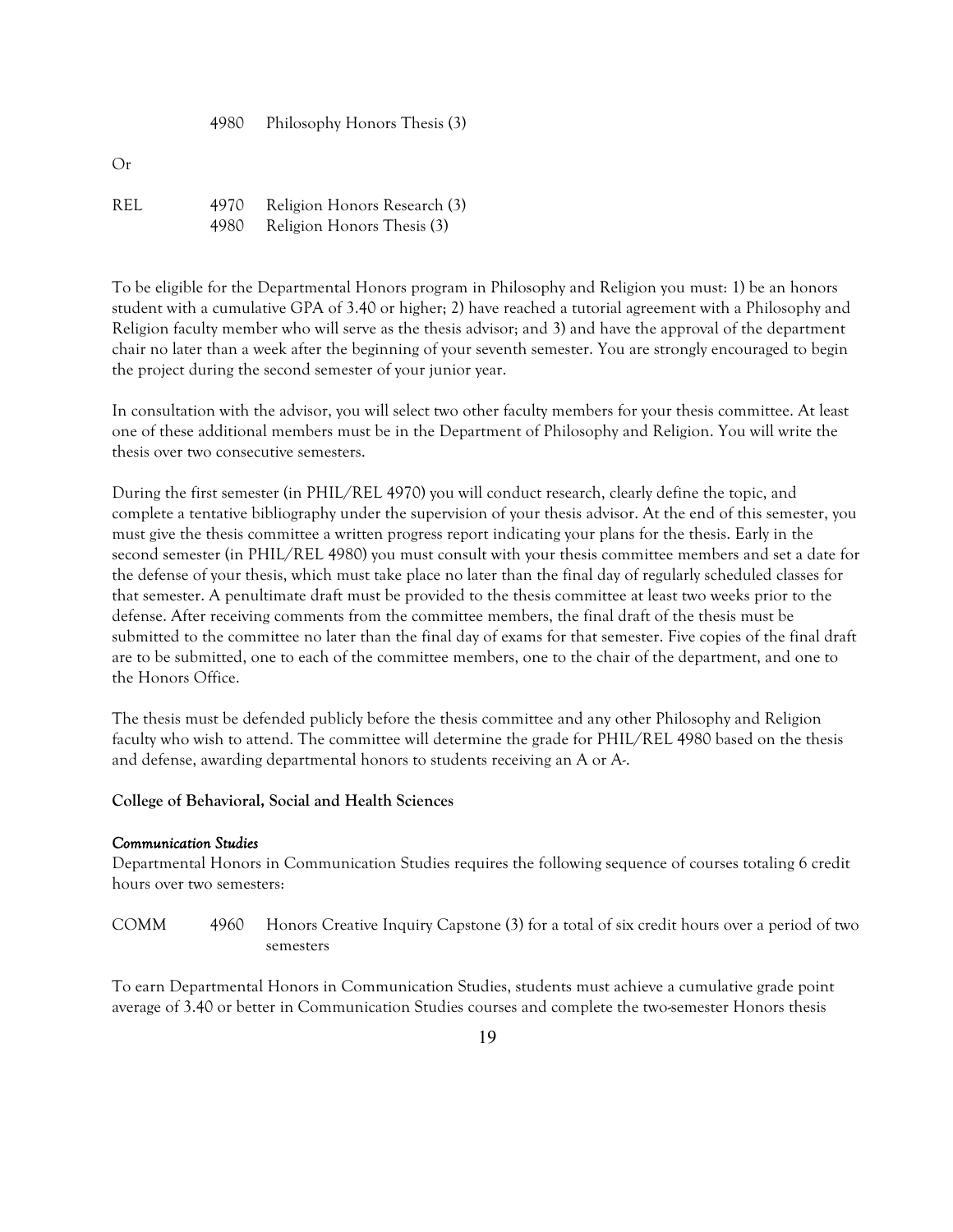| | | |
|---|---|---|
| | 4980 | Philosophy Honors Thesis (3) |

Or

| | | |
|---|---|---|
| REL | 4970 | Religion Honors Research (3) |
| | 4980 | Religion Honors Thesis (3) |

To be eligible for the Departmental Honors program in Philosophy and Religion you must: 1) be an honors student with a cumulative GPA of 3.40 or higher; 2) have reached a tutorial agreement with a Philosophy and Religion faculty member who will serve as the thesis advisor; and 3) and have the approval of the department chair no later than a week after the beginning of your seventh semester. You are strongly encouraged to begin the project during the second semester of your junior year.

In consultation with the advisor, you will select two other faculty members for your thesis committee. At least one of these additional members must be in the Department of Philosophy and Religion. You will write the thesis over two consecutive semesters.

During the first semester (in PHIL/REL 4970) you will conduct research, clearly define the topic, and complete a tentative bibliography under the supervision of your thesis advisor. At the end of this semester, you must give the thesis committee a written progress report indicating your plans for the thesis. Early in the second semester (in PHIL/REL 4980) you must consult with your thesis committee members and set a date for the defense of your thesis, which must take place no later than the final day of regularly scheduled classes for that semester. A penultimate draft must be provided to the thesis committee at least two weeks prior to the defense. After receiving comments from the committee members, the final draft of the thesis must be submitted to the committee no later than the final day of exams for that semester. Five copies of the final draft are to be submitted, one to each of the committee members, one to the chair of the department, and one to the Honors Office.

The thesis must be defended publicly before the thesis committee and any other Philosophy and Religion faculty who wish to attend. The committee will determine the grade for PHIL/REL 4980 based on the thesis and defense, awarding departmental honors to students receiving an A or A-.

**College of Behavioral, Social and Health Sciences**

***Communication Studies***

Departmental Honors in Communication Studies requires the following sequence of courses totaling 6 credit hours over two semesters:

| | | |
|---|---|---|
| COMM | 4960 | Honors Creative Inquiry Capstone (3) for a total of six credit hours over a period of two semesters |

To earn Departmental Honors in Communication Studies, students must achieve a cumulative grade point average of 3.40 or better in Communication Studies courses and complete the two-semester Honors thesis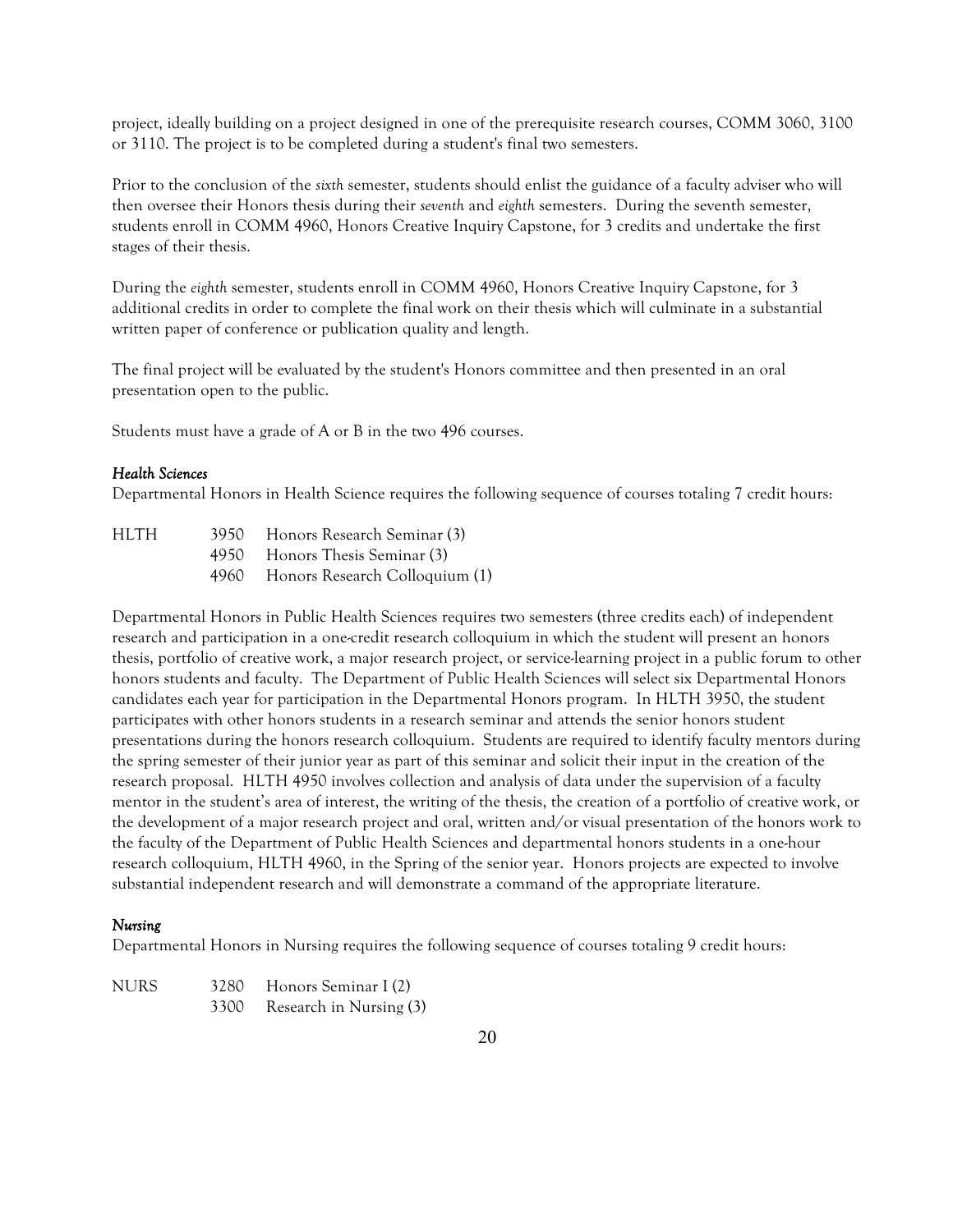project, ideally building on a project designed in one of the prerequisite research courses, COMM 3060, 3100 or 3110. The project is to be completed during a student's final two semesters.

Prior to the conclusion of the *sixth* semester, students should enlist the guidance of a faculty adviser who will then oversee their Honors thesis during their *seventh* and *eighth* semesters. During the seventh semester, students enroll in COMM 4960, Honors Creative Inquiry Capstone, for 3 credits and undertake the first stages of their thesis.

During the *eighth* semester, students enroll in COMM 4960, Honors Creative Inquiry Capstone, for 3 additional credits in order to complete the final work on their thesis which will culminate in a substantial written paper of conference or publication quality and length.

The final project will be evaluated by the student's Honors committee and then presented in an oral presentation open to the public.

Students must have a grade of A or B in the two 496 courses.

### *Health Sciences*

Departmental Honors in Health Science requires the following sequence of courses totaling 7 credit hours:

| | | |
|---|---|---|
| HLTH | 3950 | Honors Research Seminar (3) |
| | 4950 | Honors Thesis Seminar (3) |
| | 4960 | Honors Research Colloquium (1) |

Departmental Honors in Public Health Sciences requires two semesters (three credits each) of independent research and participation in a one-credit research colloquium in which the student will present an honors thesis, portfolio of creative work, a major research project, or service-learning project in a public forum to other honors students and faculty. The Department of Public Health Sciences will select six Departmental Honors candidates each year for participation in the Departmental Honors program. In HLTH 3950, the student participates with other honors students in a research seminar and attends the senior honors student presentations during the honors research colloquium. Students are required to identify faculty mentors during the spring semester of their junior year as part of this seminar and solicit their input in the creation of the research proposal. HLTH 4950 involves collection and analysis of data under the supervision of a faculty mentor in the student's area of interest, the writing of the thesis, the creation of a portfolio of creative work, or the development of a major research project and oral, written and/or visual presentation of the honors work to the faculty of the Department of Public Health Sciences and departmental honors students in a one-hour research colloquium, HLTH 4960, in the Spring of the senior year. Honors projects are expected to involve substantial independent research and will demonstrate a command of the appropriate literature.

### *Nursing*

Departmental Honors in Nursing requires the following sequence of courses totaling 9 credit hours:

| | | |
|---|---|---|
| NURS | 3280 | Honors Seminar I (2) |
| | 3300 | Research in Nursing (3) |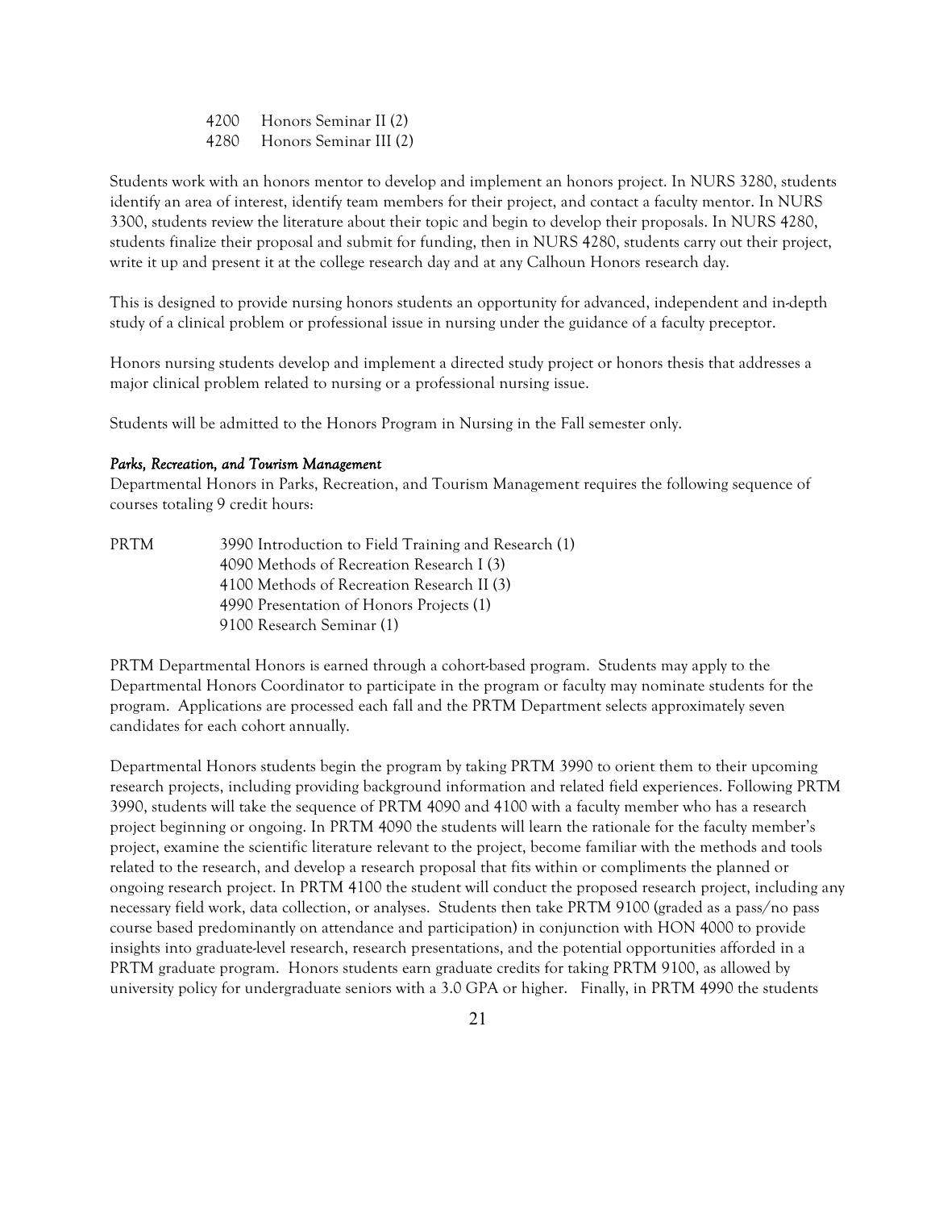4200 Honors Seminar II (2)
4280 Honors Seminar III (2)

Students work with an honors mentor to develop and implement an honors project. In NURS 3280, students identify an area of interest, identify team members for their project, and contact a faculty mentor. In NURS 3300, students review the literature about their topic and begin to develop their proposals. In NURS 4280, students finalize their proposal and submit for funding, then in NURS 4280, students carry out their project, write it up and present it at the college research day and at any Calhoun Honors research day.

This is designed to provide nursing honors students an opportunity for advanced, independent and in-depth study of a clinical problem or professional issue in nursing under the guidance of a faculty preceptor.

Honors nursing students develop and implement a directed study project or honors thesis that addresses a major clinical problem related to nursing or a professional nursing issue.

Students will be admitted to the Honors Program in Nursing in the Fall semester only.

*Parks, Recreation, and Tourism Management*

Departmental Honors in Parks, Recreation, and Tourism Management requires the following sequence of courses totaling 9 credit hours:

PRTM
3990 Introduction to Field Training and Research (1)
4090 Methods of Recreation Research I (3)
4100 Methods of Recreation Research II (3)
4990 Presentation of Honors Projects (1)
9100 Research Seminar (1)

PRTM Departmental Honors is earned through a cohort-based program. Students may apply to the Departmental Honors Coordinator to participate in the program or faculty may nominate students for the program. Applications are processed each fall and the PRTM Department selects approximately seven candidates for each cohort annually.

Departmental Honors students begin the program by taking PRTM 3990 to orient them to their upcoming research projects, including providing background information and related field experiences. Following PRTM 3990, students will take the sequence of PRTM 4090 and 4100 with a faculty member who has a research project beginning or ongoing. In PRTM 4090 the students will learn the rationale for the faculty member's project, examine the scientific literature relevant to the project, become familiar with the methods and tools related to the research, and develop a research proposal that fits within or compliments the planned or ongoing research project. In PRTM 4100 the student will conduct the proposed research project, including any necessary field work, data collection, or analyses. Students then take PRTM 9100 (graded as a pass/no pass course based predominantly on attendance and participation) in conjunction with HON 4000 to provide insights into graduate-level research, research presentations, and the potential opportunities afforded in a PRTM graduate program. Honors students earn graduate credits for taking PRTM 9100, as allowed by university policy for undergraduate seniors with a 3.0 GPA or higher. Finally, in PRTM 4990 the students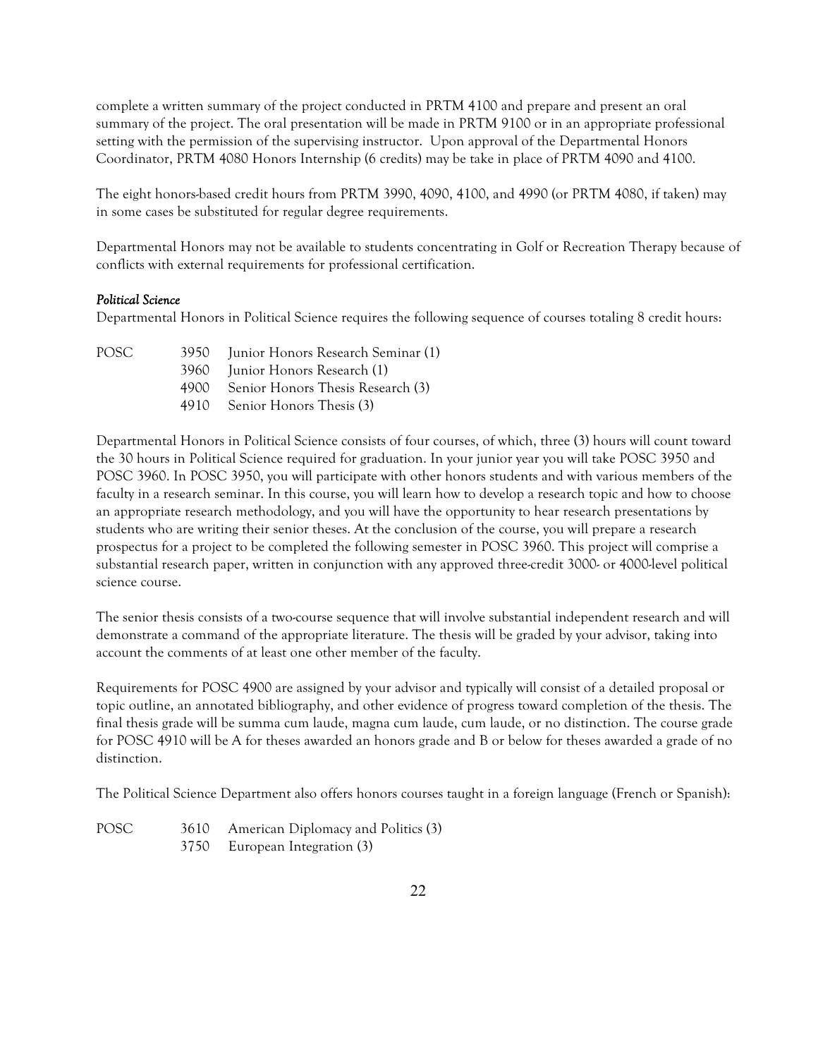complete a written summary of the project conducted in PRTM 4100 and prepare and present an oral summary of the project. The oral presentation will be made in PRTM 9100 or in an appropriate professional setting with the permission of the supervising instructor. Upon approval of the Departmental Honors Coordinator, PRTM 4080 Honors Internship (6 credits) may be take in place of PRTM 4090 and 4100.

The eight honors-based credit hours from PRTM 3990, 4090, 4100, and 4990 (or PRTM 4080, if taken) may in some cases be substituted for regular degree requirements.

Departmental Honors may not be available to students concentrating in Golf or Recreation Therapy because of conflicts with external requirements for professional certification.

### *Political Science*

Departmental Honors in Political Science requires the following sequence of courses totaling 8 credit hours:

| | | |
|---|---|---|
| POSC | 3950 | Junior Honors Research Seminar (1) |
| | 3960 | Junior Honors Research (1) |
| | 4900 | Senior Honors Thesis Research (3) |
| | 4910 | Senior Honors Thesis (3) |

Departmental Honors in Political Science consists of four courses, of which, three (3) hours will count toward the 30 hours in Political Science required for graduation. In your junior year you will take POSC 3950 and POSC 3960. In POSC 3950, you will participate with other honors students and with various members of the faculty in a research seminar. In this course, you will learn how to develop a research topic and how to choose an appropriate research methodology, and you will have the opportunity to hear research presentations by students who are writing their senior theses. At the conclusion of the course, you will prepare a research prospectus for a project to be completed the following semester in POSC 3960. This project will comprise a substantial research paper, written in conjunction with any approved three-credit 3000- or 4000-level political science course.

The senior thesis consists of a two-course sequence that will involve substantial independent research and will demonstrate a command of the appropriate literature. The thesis will be graded by your advisor, taking into account the comments of at least one other member of the faculty.

Requirements for POSC 4900 are assigned by your advisor and typically will consist of a detailed proposal or topic outline, an annotated bibliography, and other evidence of progress toward completion of the thesis. The final thesis grade will be summa cum laude, magna cum laude, cum laude, or no distinction. The course grade for POSC 4910 will be A for theses awarded an honors grade and B or below for theses awarded a grade of no distinction.

The Political Science Department also offers honors courses taught in a foreign language (French or Spanish):

| | | |
|---|---|---|
| POSC | 3610 | American Diplomacy and Politics (3) |
| | 3750 | European Integration (3) |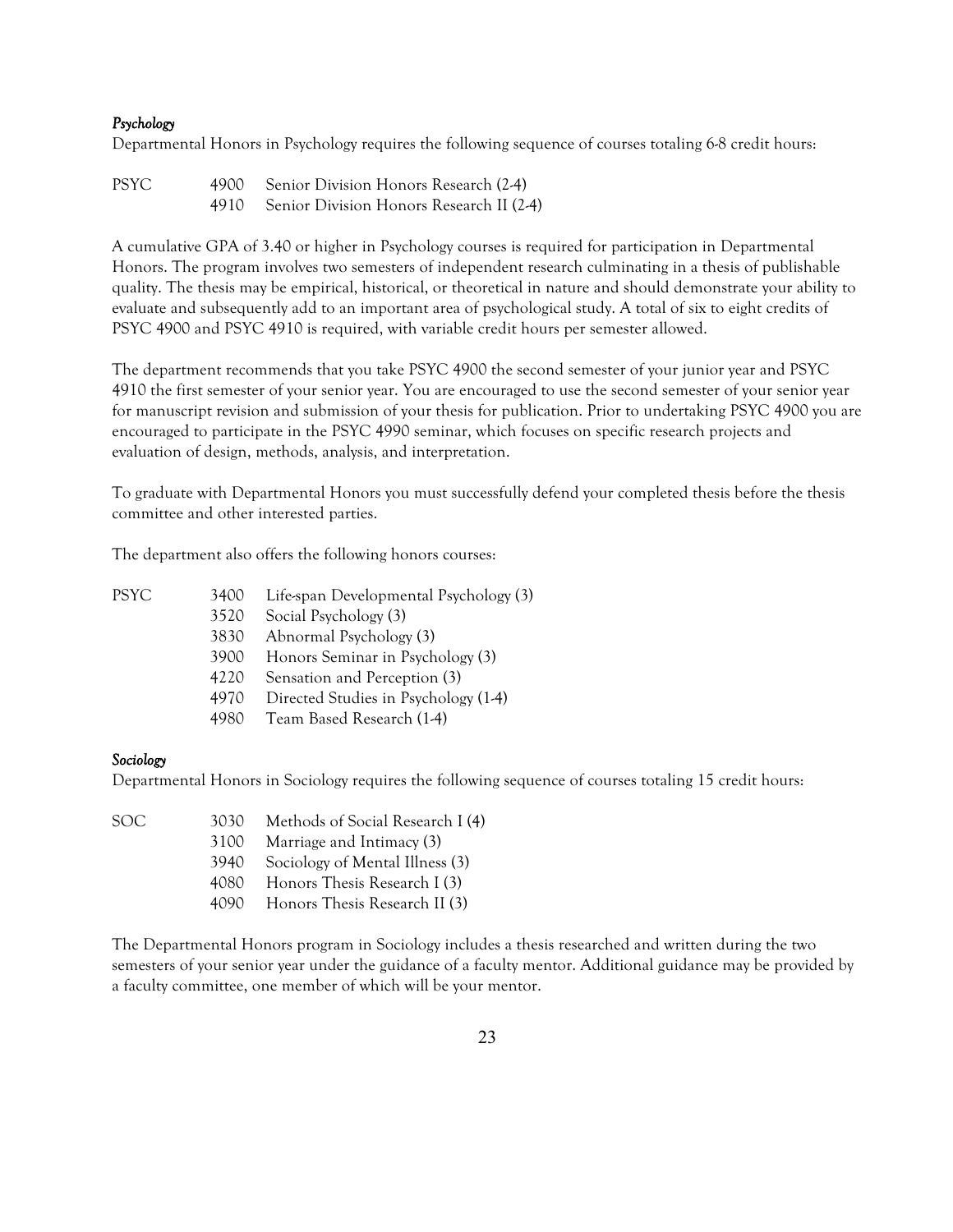*Psychology*

Departmental Honors in Psychology requires the following sequence of courses totaling 6-8 credit hours:

| | | |
|---|---|---|
| PSYC | 4900 | Senior Division Honors Research (2-4) |
| | 4910 | Senior Division Honors Research II (2-4) |

A cumulative GPA of 3.40 or higher in Psychology courses is required for participation in Departmental Honors. The program involves two semesters of independent research culminating in a thesis of publishable quality. The thesis may be empirical, historical, or theoretical in nature and should demonstrate your ability to evaluate and subsequently add to an important area of psychological study. A total of six to eight credits of PSYC 4900 and PSYC 4910 is required, with variable credit hours per semester allowed.

The department recommends that you take PSYC 4900 the second semester of your junior year and PSYC 4910 the first semester of your senior year. You are encouraged to use the second semester of your senior year for manuscript revision and submission of your thesis for publication. Prior to undertaking PSYC 4900 you are encouraged to participate in the PSYC 4990 seminar, which focuses on specific research projects and evaluation of design, methods, analysis, and interpretation.

To graduate with Departmental Honors you must successfully defend your completed thesis before the thesis committee and other interested parties.

The department also offers the following honors courses:

| | | |
|---|---|---|
| PSYC | 3400 | Life-span Developmental Psychology (3) |
| | 3520 | Social Psychology (3) |
| | 3830 | Abnormal Psychology (3) |
| | 3900 | Honors Seminar in Psychology (3) |
| | 4220 | Sensation and Perception (3) |
| | 4970 | Directed Studies in Psychology (1-4) |
| | 4980 | Team Based Research (1-4) |

*Sociology*

Departmental Honors in Sociology requires the following sequence of courses totaling 15 credit hours:

| | | |
|---|---|---|
| SOC | 3030 | Methods of Social Research I (4) |
| | 3100 | Marriage and Intimacy (3) |
| | 3940 | Sociology of Mental Illness (3) |
| | 4080 | Honors Thesis Research I (3) |
| | 4090 | Honors Thesis Research II (3) |

The Departmental Honors program in Sociology includes a thesis researched and written during the two semesters of your senior year under the guidance of a faculty mentor. Additional guidance may be provided by a faculty committee, one member of which will be your mentor.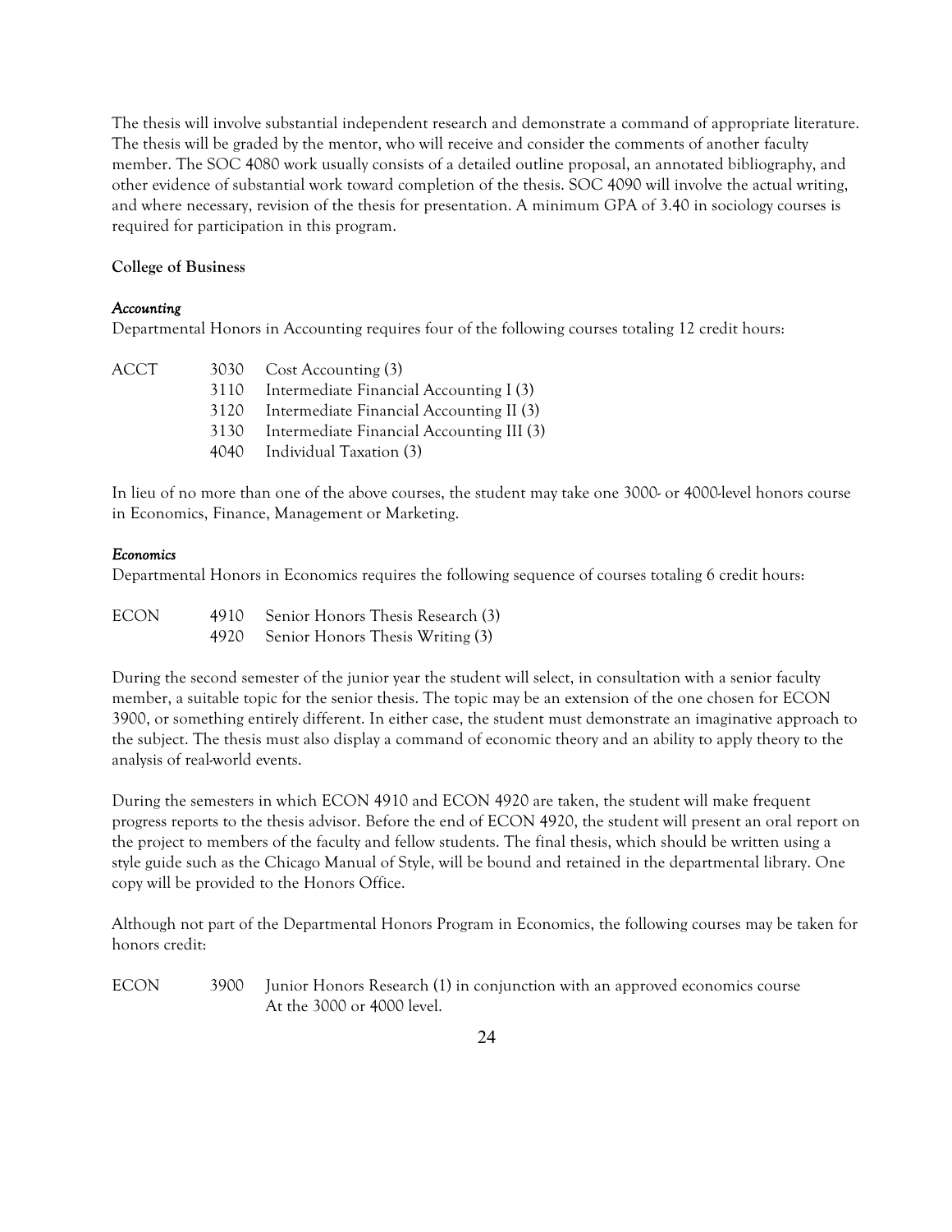The thesis will involve substantial independent research and demonstrate a command of appropriate literature. The thesis will be graded by the mentor, who will receive and consider the comments of another faculty member. The SOC 4080 work usually consists of a detailed outline proposal, an annotated bibliography, and other evidence of substantial work toward completion of the thesis. SOC 4090 will involve the actual writing, and where necessary, revision of the thesis for presentation. A minimum GPA of 3.40 in sociology courses is required for participation in this program.

**College of Business**

*Accounting*

Departmental Honors in Accounting requires four of the following courses totaling 12 credit hours:

| | | |
|---|---|---|
| ACCT | 3030 | Cost Accounting (3) |
| | 3110 | Intermediate Financial Accounting I (3) |
| | 3120 | Intermediate Financial Accounting II (3) |
| | 3130 | Intermediate Financial Accounting III (3) |
| | 4040 | Individual Taxation (3) |

In lieu of no more than one of the above courses, the student may take one 3000- or 4000-level honors course in Economics, Finance, Management or Marketing.

*Economics*

Departmental Honors in Economics requires the following sequence of courses totaling 6 credit hours:

| | | |
|---|---|---|
| ECON | 4910 | Senior Honors Thesis Research (3) |
| | 4920 | Senior Honors Thesis Writing (3) |

During the second semester of the junior year the student will select, in consultation with a senior faculty member, a suitable topic for the senior thesis. The topic may be an extension of the one chosen for ECON 3900, or something entirely different. In either case, the student must demonstrate an imaginative approach to the subject. The thesis must also display a command of economic theory and an ability to apply theory to the analysis of real-world events.

During the semesters in which ECON 4910 and ECON 4920 are taken, the student will make frequent progress reports to the thesis advisor. Before the end of ECON 4920, the student will present an oral report on the project to members of the faculty and fellow students. The final thesis, which should be written using a style guide such as the Chicago Manual of Style, will be bound and retained in the departmental library. One copy will be provided to the Honors Office.

Although not part of the Departmental Honors Program in Economics, the following courses may be taken for honors credit:

| | | |
|---|---|---|
| ECON | 3900 | Junior Honors Research (1) in conjunction with an approved economics course At the 3000 or 4000 level. |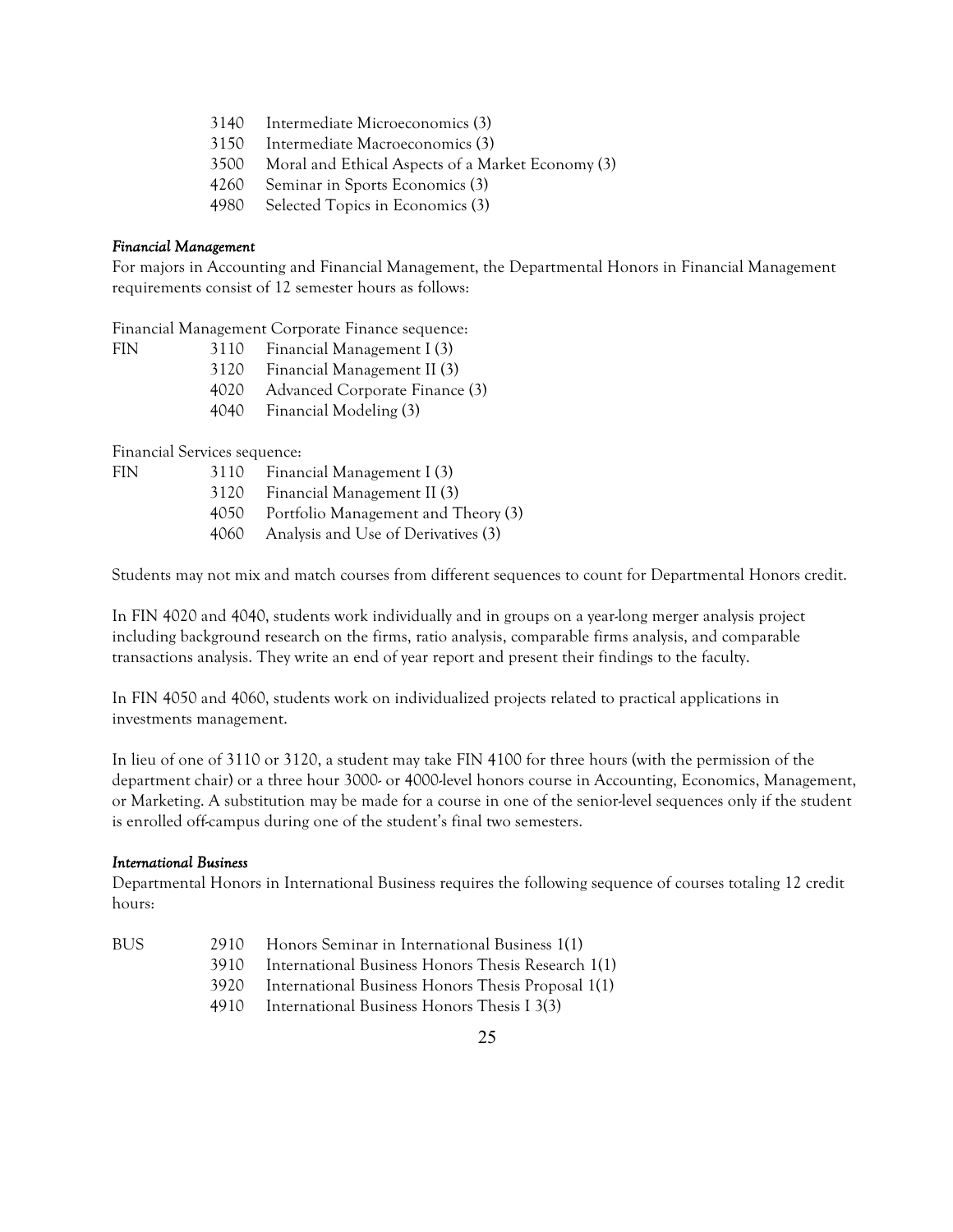3140 Intermediate Microeconomics (3)
3150 Intermediate Macroeconomics (3)
3500 Moral and Ethical Aspects of a Market Economy (3)
4260 Seminar in Sports Economics (3)
4980 Selected Topics in Economics (3)

*Financial Management*

For majors in Accounting and Financial Management, the Departmental Honors in Financial Management requirements consist of 12 semester hours as follows:

Financial Management Corporate Finance sequence:

FIN 3110 Financial Management I (3)
3120 Financial Management II (3)
4020 Advanced Corporate Finance (3)
4040 Financial Modeling (3)

Financial Services sequence:

FIN 3110 Financial Management I (3)
3120 Financial Management II (3)
4050 Portfolio Management and Theory (3)
4060 Analysis and Use of Derivatives (3)

Students may not mix and match courses from different sequences to count for Departmental Honors credit.

In FIN 4020 and 4040, students work individually and in groups on a year-long merger analysis project including background research on the firms, ratio analysis, comparable firms analysis, and comparable transactions analysis. They write an end of year report and present their findings to the faculty.

In FIN 4050 and 4060, students work on individualized projects related to practical applications in investments management.

In lieu of one of 3110 or 3120, a student may take FIN 4100 for three hours (with the permission of the department chair) or a three hour 3000- or 4000-level honors course in Accounting, Economics, Management, or Marketing. A substitution may be made for a course in one of the senior-level sequences only if the student is enrolled off-campus during one of the student's final two semesters.

*International Business*

Departmental Honors in International Business requires the following sequence of courses totaling 12 credit hours:

BUS 2910 Honors Seminar in International Business 1(1)
3910 International Business Honors Thesis Research 1(1)
3920 International Business Honors Thesis Proposal 1(1)
4910 International Business Honors Thesis I 3(3)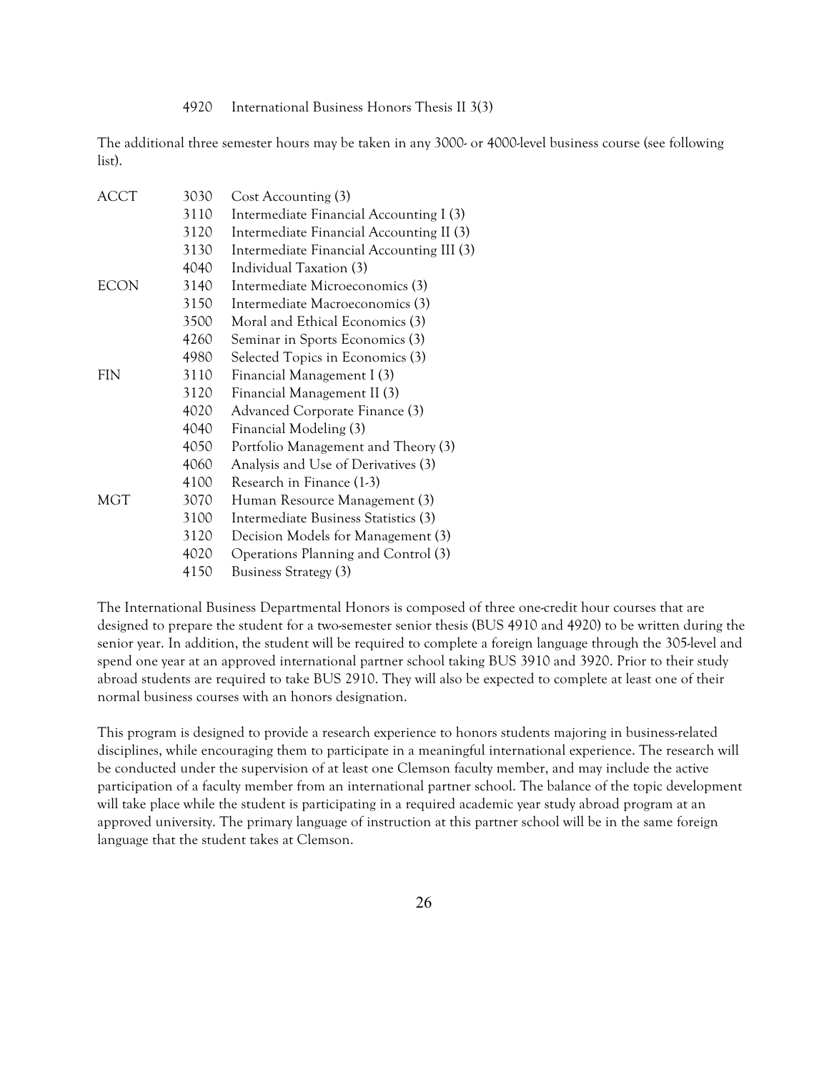4920 International Business Honors Thesis II 3(3)

The additional three semester hours may be taken in any 3000- or 4000-level business course (see following list).

| | | |
|---|---|---|
| ACCT | 3030 | Cost Accounting (3) |
| | 3110 | Intermediate Financial Accounting I (3) |
| | 3120 | Intermediate Financial Accounting II (3) |
| | 3130 | Intermediate Financial Accounting III (3) |
| | 4040 | Individual Taxation (3) |
| ECON | 3140 | Intermediate Microeconomics (3) |
| | 3150 | Intermediate Macroeconomics (3) |
| | 3500 | Moral and Ethical Economics (3) |
| | 4260 | Seminar in Sports Economics (3) |
| | 4980 | Selected Topics in Economics (3) |
| FIN | 3110 | Financial Management I (3) |
| | 3120 | Financial Management II (3) |
| | 4020 | Advanced Corporate Finance (3) |
| | 4040 | Financial Modeling (3) |
| | 4050 | Portfolio Management and Theory (3) |
| | 4060 | Analysis and Use of Derivatives (3) |
| | 4100 | Research in Finance (1-3) |
| MGT | 3070 | Human Resource Management (3) |
| | 3100 | Intermediate Business Statistics (3) |
| | 3120 | Decision Models for Management (3) |
| | 4020 | Operations Planning and Control (3) |
| | 4150 | Business Strategy (3) |

The International Business Departmental Honors is composed of three one-credit hour courses that are designed to prepare the student for a two-semester senior thesis (BUS 4910 and 4920) to be written during the senior year. In addition, the student will be required to complete a foreign language through the 305-level and spend one year at an approved international partner school taking BUS 3910 and 3920. Prior to their study abroad students are required to take BUS 2910. They will also be expected to complete at least one of their normal business courses with an honors designation.

This program is designed to provide a research experience to honors students majoring in business-related disciplines, while encouraging them to participate in a meaningful international experience. The research will be conducted under the supervision of at least one Clemson faculty member, and may include the active participation of a faculty member from an international partner school. The balance of the topic development will take place while the student is participating in a required academic year study abroad program at an approved university. The primary language of instruction at this partner school will be in the same foreign language that the student takes at Clemson.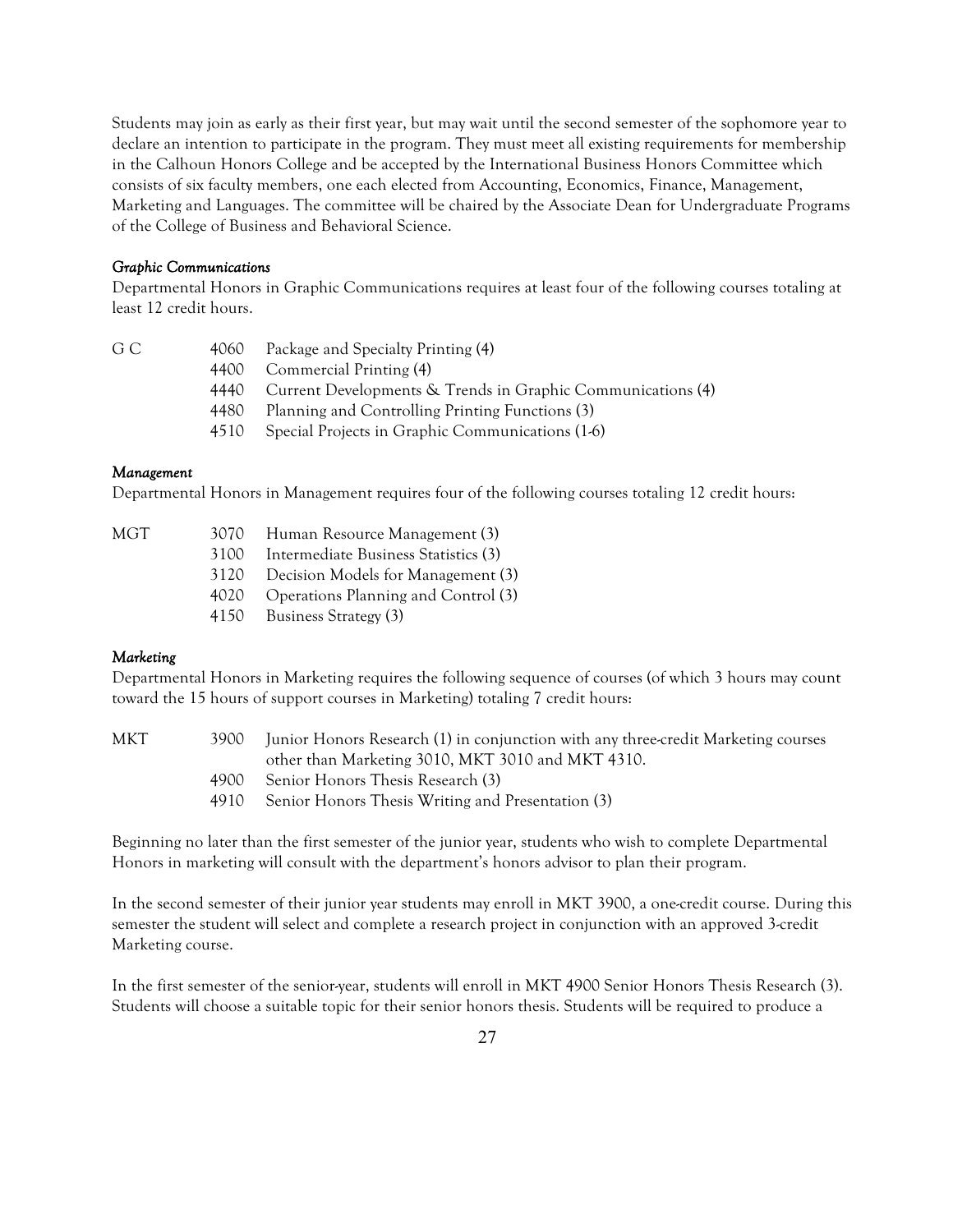Students may join as early as their first year, but may wait until the second semester of the sophomore year to declare an intention to participate in the program. They must meet all existing requirements for membership in the Calhoun Honors College and be accepted by the International Business Honors Committee which consists of six faculty members, one each elected from Accounting, Economics, Finance, Management, Marketing and Languages. The committee will be chaired by the Associate Dean for Undergraduate Programs of the College of Business and Behavioral Science.

*Graphic Communications*

Departmental Honors in Graphic Communications requires at least four of the following courses totaling at least 12 credit hours.

| | | |
|---|---|---|
| G C | 4060 | Package and Specialty Printing (4) |
| | 4400 | Commercial Printing (4) |
| | 4440 | Current Developments & Trends in Graphic Communications (4) |
| | 4480 | Planning and Controlling Printing Functions (3) |
| | 4510 | Special Projects in Graphic Communications (1-6) |

*Management*

Departmental Honors in Management requires four of the following courses totaling 12 credit hours:

| | | |
|---|---|---|
| MGT | 3070 | Human Resource Management (3) |
| | 3100 | Intermediate Business Statistics (3) |
| | 3120 | Decision Models for Management (3) |
| | 4020 | Operations Planning and Control (3) |
| | 4150 | Business Strategy (3) |

*Marketing*

Departmental Honors in Marketing requires the following sequence of courses (of which 3 hours may count toward the 15 hours of support courses in Marketing) totaling 7 credit hours:

| | | |
|---|---|---|
| MKT | 3900 | Junior Honors Research (1) in conjunction with any three-credit Marketing courses other than Marketing 3010, MKT 3010 and MKT 4310. |
| | 4900 | Senior Honors Thesis Research (3) |
| | 4910 | Senior Honors Thesis Writing and Presentation (3) |

Beginning no later than the first semester of the junior year, students who wish to complete Departmental Honors in marketing will consult with the department's honors advisor to plan their program.

In the second semester of their junior year students may enroll in MKT 3900, a one-credit course. During this semester the student will select and complete a research project in conjunction with an approved 3-credit Marketing course.

In the first semester of the senior-year, students will enroll in MKT 4900 Senior Honors Thesis Research (3). Students will choose a suitable topic for their senior honors thesis. Students will be required to produce a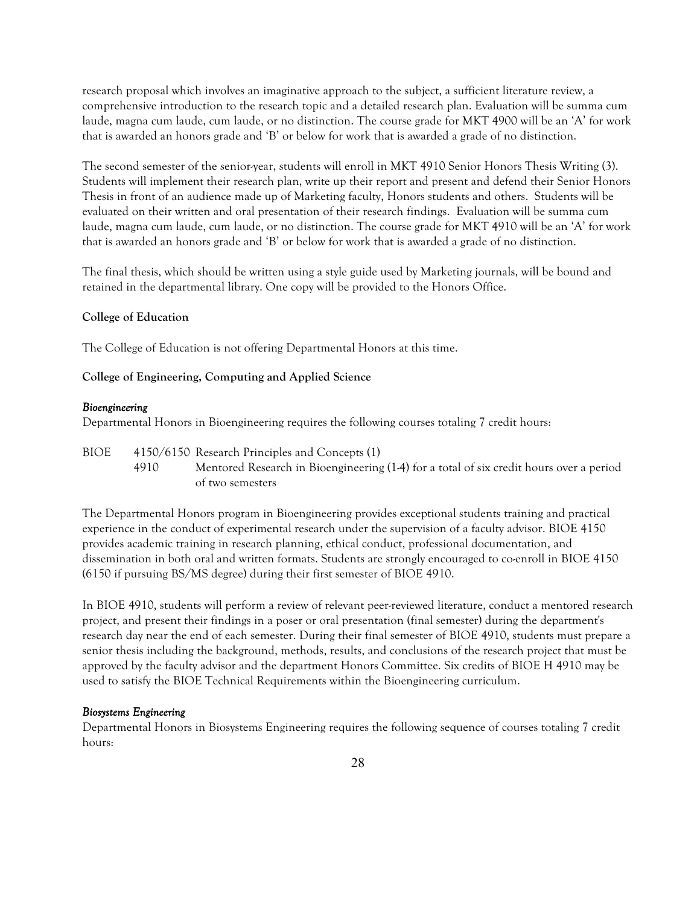research proposal which involves an imaginative approach to the subject, a sufficient literature review, a comprehensive introduction to the research topic and a detailed research plan. Evaluation will be summa cum laude, magna cum laude, cum laude, or no distinction. The course grade for MKT 4900 will be an 'A' for work that is awarded an honors grade and 'B' or below for work that is awarded a grade of no distinction.

The second semester of the senior-year, students will enroll in MKT 4910 Senior Honors Thesis Writing (3). Students will implement their research plan, write up their report and present and defend their Senior Honors Thesis in front of an audience made up of Marketing faculty, Honors students and others. Students will be evaluated on their written and oral presentation of their research findings. Evaluation will be summa cum laude, magna cum laude, cum laude, or no distinction. The course grade for MKT 4910 will be an 'A' for work that is awarded an honors grade and 'B' or below for work that is awarded a grade of no distinction.

The final thesis, which should be written using a style guide used by Marketing journals, will be bound and retained in the departmental library. One copy will be provided to the Honors Office.

**College of Education**

The College of Education is not offering Departmental Honors at this time.

**College of Engineering, Computing and Applied Science**

***Bioengineering***

Departmental Honors in Bioengineering requires the following courses totaling 7 credit hours:

BIOE 4150/6150 Research Principles and Concepts (1)
4910 Mentored Research in Bioengineering (1-4) for a total of six credit hours over a period of two semesters

The Departmental Honors program in Bioengineering provides exceptional students training and practical experience in the conduct of experimental research under the supervision of a faculty advisor. BIOE 4150 provides academic training in research planning, ethical conduct, professional documentation, and dissemination in both oral and written formats. Students are strongly encouraged to co-enroll in BIOE 4150 (6150 if pursuing BS/MS degree) during their first semester of BIOE 4910.

In BIOE 4910, students will perform a review of relevant peer-reviewed literature, conduct a mentored research project, and present their findings in a poser or oral presentation (final semester) during the department's research day near the end of each semester. During their final semester of BIOE 4910, students must prepare a senior thesis including the background, methods, results, and conclusions of the research project that must be approved by the faculty advisor and the department Honors Committee. Six credits of BIOE H 4910 may be used to satisfy the BIOE Technical Requirements within the Bioengineering curriculum.

***Biosystems Engineering***

Departmental Honors in Biosystems Engineering requires the following sequence of courses totaling 7 credit hours: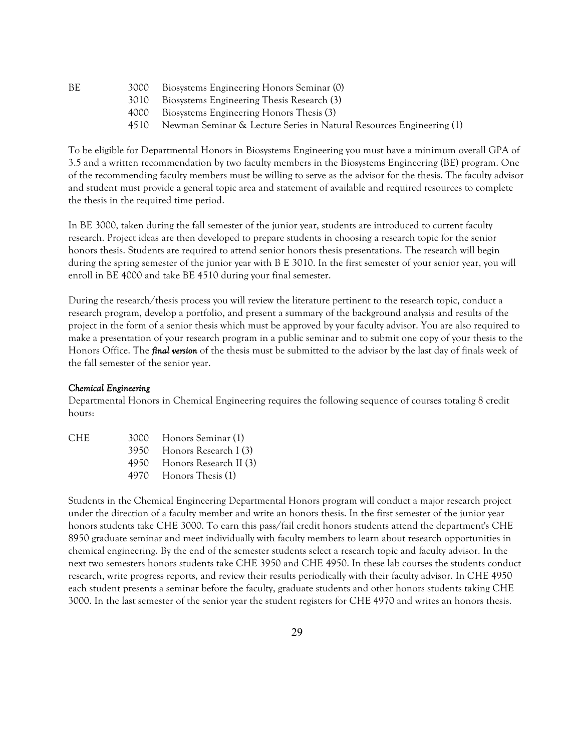| | | |
|---|---|---|
| BE | 3000 | Biosystems Engineering Honors Seminar (0) |
| | 3010 | Biosystems Engineering Thesis Research (3) |
| | 4000 | Biosystems Engineering Honors Thesis (3) |
| | 4510 | Newman Seminar & Lecture Series in Natural Resources Engineering (1) |

To be eligible for Departmental Honors in Biosystems Engineering you must have a minimum overall GPA of 3.5 and a written recommendation by two faculty members in the Biosystems Engineering (BE) program. One of the recommending faculty members must be willing to serve as the advisor for the thesis. The faculty advisor and student must provide a general topic area and statement of available and required resources to complete the thesis in the required time period.

In BE 3000, taken during the fall semester of the junior year, students are introduced to current faculty research. Project ideas are then developed to prepare students in choosing a research topic for the senior honors thesis. Students are required to attend senior honors thesis presentations. The research will begin during the spring semester of the junior year with B E 3010. In the first semester of your senior year, you will enroll in BE 4000 and take BE 4510 during your final semester.

During the research/thesis process you will review the literature pertinent to the research topic, conduct a research program, develop a portfolio, and present a summary of the background analysis and results of the project in the form of a senior thesis which must be approved by your faculty advisor. You are also required to make a presentation of your research program in a public seminar and to submit one copy of your thesis to the Honors Office. The ***final version*** of the thesis must be submitted to the advisor by the last day of finals week of the fall semester of the senior year.

*Chemical Engineering*

Departmental Honors in Chemical Engineering requires the following sequence of courses totaling 8 credit hours:

| | | |
|---|---|---|
| CHE | 3000 | Honors Seminar (1) |
| | 3950 | Honors Research I (3) |
| | 4950 | Honors Research II (3) |
| | 4970 | Honors Thesis (1) |

Students in the Chemical Engineering Departmental Honors program will conduct a major research project under the direction of a faculty member and write an honors thesis. In the first semester of the junior year honors students take CHE 3000. To earn this pass/fail credit honors students attend the department's CHE 8950 graduate seminar and meet individually with faculty members to learn about research opportunities in chemical engineering. By the end of the semester students select a research topic and faculty advisor. In the next two semesters honors students take CHE 3950 and CHE 4950. In these lab courses the students conduct research, write progress reports, and review their results periodically with their faculty advisor. In CHE 4950 each student presents a seminar before the faculty, graduate students and other honors students taking CHE 3000. In the last semester of the senior year the student registers for CHE 4970 and writes an honors thesis.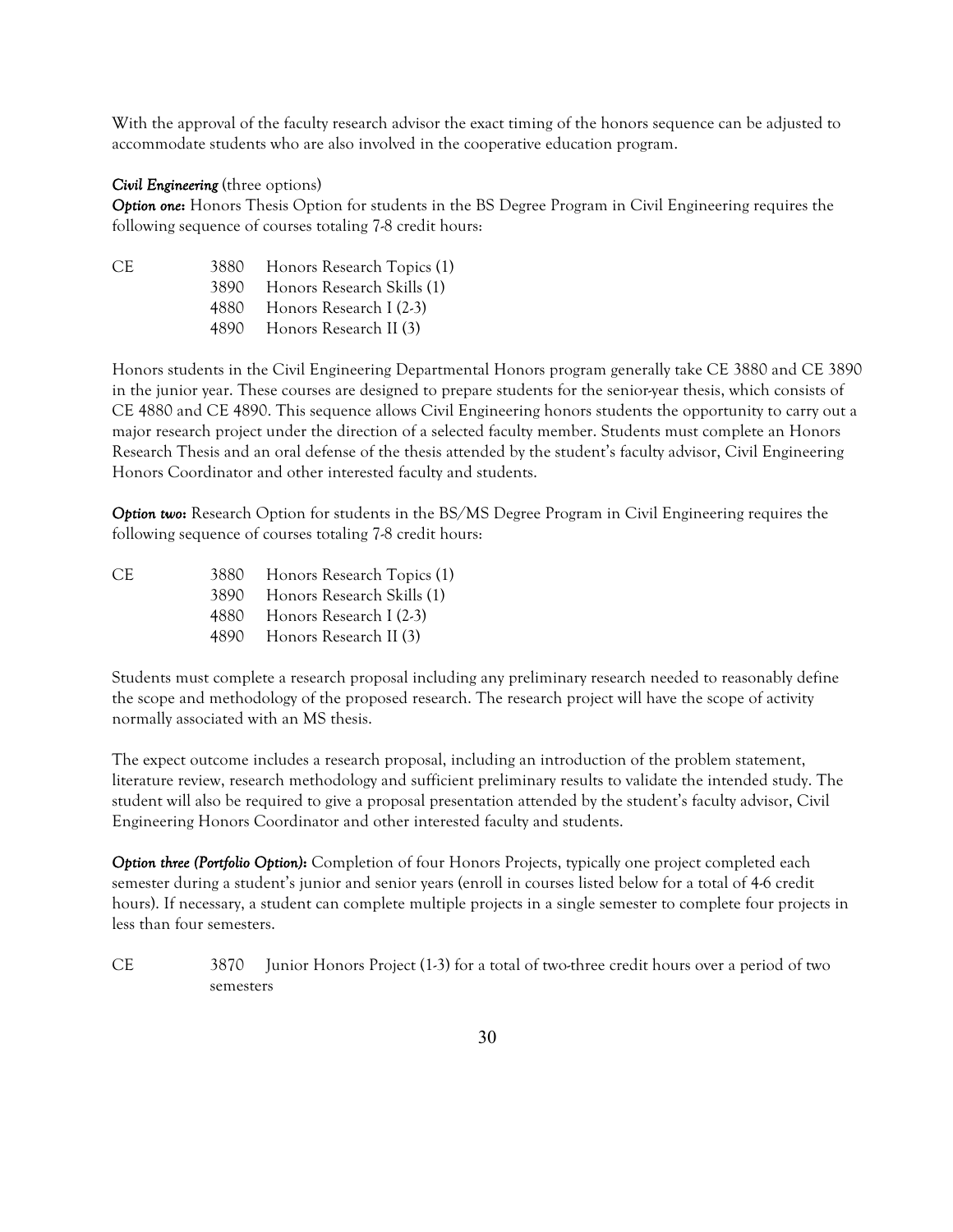With the approval of the faculty research advisor the exact timing of the honors sequence can be adjusted to accommodate students who are also involved in the cooperative education program.

***Civil Engineering*** (three options)

***Option one:*** Honors Thesis Option for students in the BS Degree Program in Civil Engineering requires the following sequence of courses totaling 7-8 credit hours:

| | | |
|---|---|---|
| CE | 3880 | Honors Research Topics (1) |
| | 3890 | Honors Research Skills (1) |
| | 4880 | Honors Research I (2-3) |
| | 4890 | Honors Research II (3) |

Honors students in the Civil Engineering Departmental Honors program generally take CE 3880 and CE 3890 in the junior year. These courses are designed to prepare students for the senior-year thesis, which consists of CE 4880 and CE 4890. This sequence allows Civil Engineering honors students the opportunity to carry out a major research project under the direction of a selected faculty member. Students must complete an Honors Research Thesis and an oral defense of the thesis attended by the student's faculty advisor, Civil Engineering Honors Coordinator and other interested faculty and students.

***Option two:*** Research Option for students in the BS/MS Degree Program in Civil Engineering requires the following sequence of courses totaling 7-8 credit hours:

| | | |
|---|---|---|
| CE | 3880 | Honors Research Topics (1) |
| | 3890 | Honors Research Skills (1) |
| | 4880 | Honors Research I (2-3) |
| | 4890 | Honors Research II (3) |

Students must complete a research proposal including any preliminary research needed to reasonably define the scope and methodology of the proposed research. The research project will have the scope of activity normally associated with an MS thesis.

The expect outcome includes a research proposal, including an introduction of the problem statement, literature review, research methodology and sufficient preliminary results to validate the intended study. The student will also be required to give a proposal presentation attended by the student's faculty advisor, Civil Engineering Honors Coordinator and other interested faculty and students.

***Option three (Portfolio Option):*** Completion of four Honors Projects, typically one project completed each semester during a student's junior and senior years (enroll in courses listed below for a total of 4-6 credit hours). If necessary, a student can complete multiple projects in a single semester to complete four projects in less than four semesters.

| | | |
|---|---|---|
| CE | 3870 | Junior Honors Project (1-3) for a total of two-three credit hours over a period of two semesters |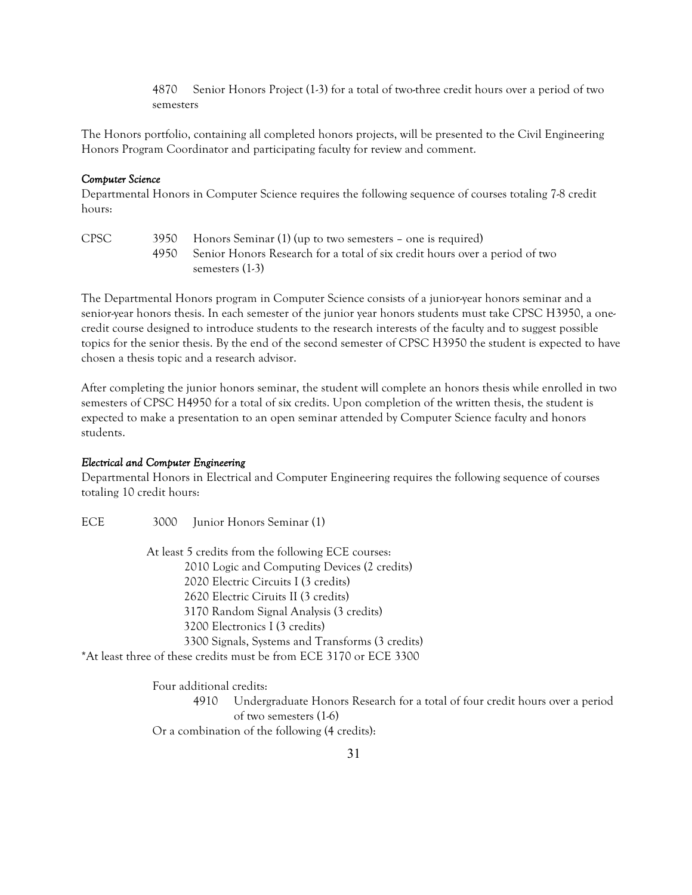4870 Senior Honors Project (1-3) for a total of two-three credit hours over a period of two semesters

The Honors portfolio, containing all completed honors projects, will be presented to the Civil Engineering Honors Program Coordinator and participating faculty for review and comment.

*Computer Science*

Departmental Honors in Computer Science requires the following sequence of courses totaling 7-8 credit hours:

CPSC 3950 Honors Seminar (1) (up to two semesters – one is required)
4950 Senior Honors Research for a total of six credit hours over a period of two semesters (1-3)

The Departmental Honors program in Computer Science consists of a junior-year honors seminar and a senior-year honors thesis. In each semester of the junior year honors students must take CPSC H3950, a one-credit course designed to introduce students to the research interests of the faculty and to suggest possible topics for the senior thesis. By the end of the second semester of CPSC H3950 the student is expected to have chosen a thesis topic and a research advisor.

After completing the junior honors seminar, the student will complete an honors thesis while enrolled in two semesters of CPSC H4950 for a total of six credits. Upon completion of the written thesis, the student is expected to make a presentation to an open seminar attended by Computer Science faculty and honors students.

*Electrical and Computer Engineering*

Departmental Honors in Electrical and Computer Engineering requires the following sequence of courses totaling 10 credit hours:

ECE 3000 Junior Honors Seminar (1)

At least 5 credits from the following ECE courses:

2010 Logic and Computing Devices (2 credits)
2020 Electric Circuits I (3 credits)
2620 Electric Ciruits II (3 credits)
3170 Random Signal Analysis (3 credits)
3200 Electronics I (3 credits)
3300 Signals, Systems and Transforms (3 credits)

*At least three of these credits must be from ECE 3170 or ECE 3300

Four additional credits:

4910 Undergraduate Honors Research for a total of four credit hours over a period of two semesters (1-6)

Or a combination of the following (4 credits):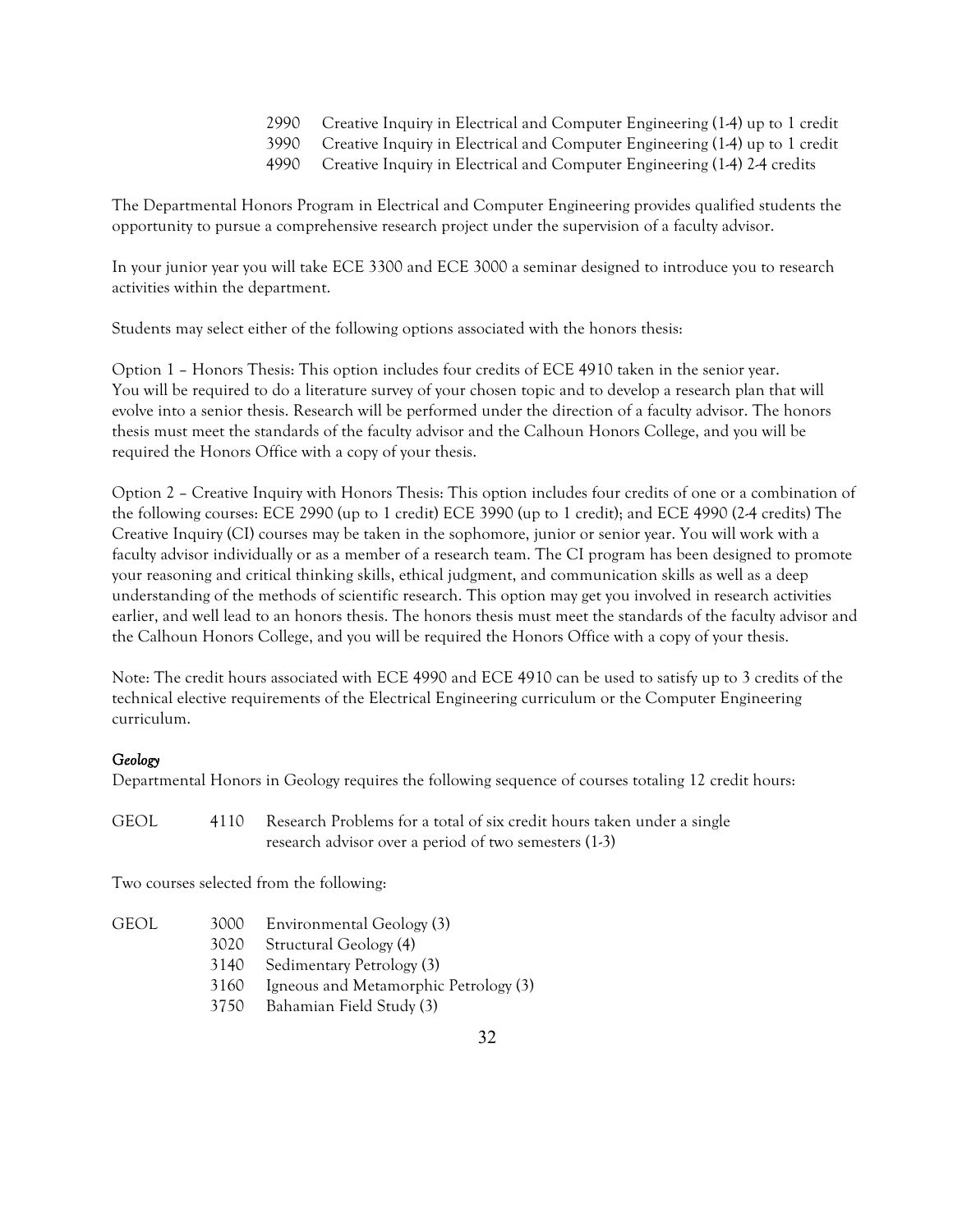| | | |
|---|---|---|
| 2990 | Creative Inquiry in Electrical and Computer Engineering (1-4) up to 1 credit |
| 3990 | Creative Inquiry in Electrical and Computer Engineering (1-4) up to 1 credit |
| 4990 | Creative Inquiry in Electrical and Computer Engineering (1-4) 2-4 credits |

The Departmental Honors Program in Electrical and Computer Engineering provides qualified students the opportunity to pursue a comprehensive research project under the supervision of a faculty advisor.

In your junior year you will take ECE 3300 and ECE 3000 a seminar designed to introduce you to research activities within the department.

Students may select either of the following options associated with the honors thesis:

Option 1 – Honors Thesis: This option includes four credits of ECE 4910 taken in the senior year. You will be required to do a literature survey of your chosen topic and to develop a research plan that will evolve into a senior thesis. Research will be performed under the direction of a faculty advisor. The honors thesis must meet the standards of the faculty advisor and the Calhoun Honors College, and you will be required the Honors Office with a copy of your thesis.

Option 2 – Creative Inquiry with Honors Thesis: This option includes four credits of one or a combination of the following courses: ECE 2990 (up to 1 credit) ECE 3990 (up to 1 credit); and ECE 4990 (2-4 credits) The Creative Inquiry (CI) courses may be taken in the sophomore, junior or senior year. You will work with a faculty advisor individually or as a member of a research team. The CI program has been designed to promote your reasoning and critical thinking skills, ethical judgment, and communication skills as well as a deep understanding of the methods of scientific research. This option may get you involved in research activities earlier, and well lead to an honors thesis. The honors thesis must meet the standards of the faculty advisor and the Calhoun Honors College, and you will be required the Honors Office with a copy of your thesis.

Note: The credit hours associated with ECE 4990 and ECE 4910 can be used to satisfy up to 3 credits of the technical elective requirements of the Electrical Engineering curriculum or the Computer Engineering curriculum.

### *Geology*

Departmental Honors in Geology requires the following sequence of courses totaling 12 credit hours:

| | | |
|---|---|---|
| GEOL | 4110 | Research Problems for a total of six credit hours taken under a single research advisor over a period of two semesters (1-3) |

Two courses selected from the following:

| | | |
|---|---|---|
| GEOL | 3000 | Environmental Geology (3) |
| | 3020 | Structural Geology (4) |
| | 3140 | Sedimentary Petrology (3) |
| | 3160 | Igneous and Metamorphic Petrology (3) |
| | 3750 | Bahamian Field Study (3) |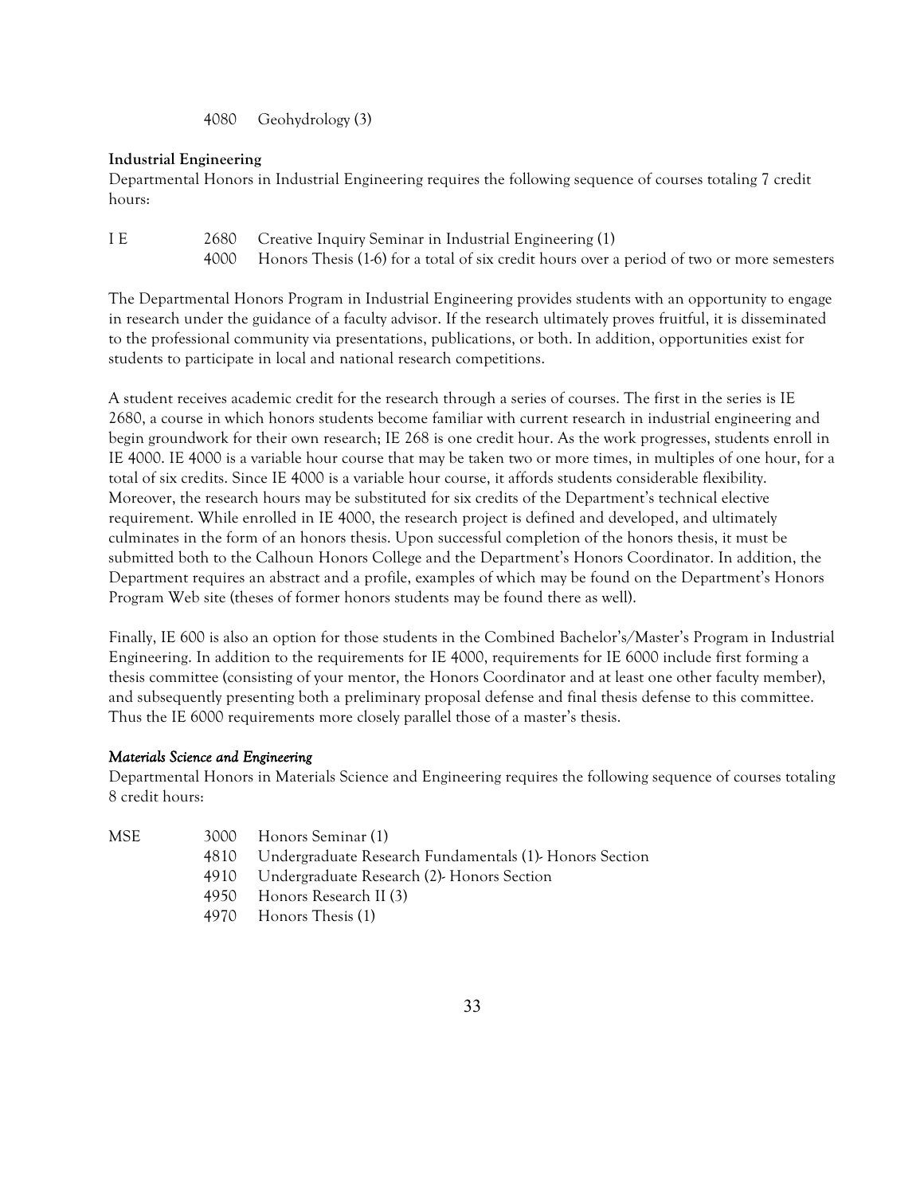4080 Geohydrology (3)

**Industrial Engineering**

Departmental Honors in Industrial Engineering requires the following sequence of courses totaling 7 credit hours:

| | | |
|---|---|---|
| I E | 2680 | Creative Inquiry Seminar in Industrial Engineering (1) |
| | 4000 | Honors Thesis (1-6) for a total of six credit hours over a period of two or more semesters |

The Departmental Honors Program in Industrial Engineering provides students with an opportunity to engage in research under the guidance of a faculty advisor. If the research ultimately proves fruitful, it is disseminated to the professional community via presentations, publications, or both. In addition, opportunities exist for students to participate in local and national research competitions.

A student receives academic credit for the research through a series of courses. The first in the series is IE 2680, a course in which honors students become familiar with current research in industrial engineering and begin groundwork for their own research; IE 268 is one credit hour. As the work progresses, students enroll in IE 4000. IE 4000 is a variable hour course that may be taken two or more times, in multiples of one hour, for a total of six credits. Since IE 4000 is a variable hour course, it affords students considerable flexibility. Moreover, the research hours may be substituted for six credits of the Department's technical elective requirement. While enrolled in IE 4000, the research project is defined and developed, and ultimately culminates in the form of an honors thesis. Upon successful completion of the honors thesis, it must be submitted both to the Calhoun Honors College and the Department's Honors Coordinator. In addition, the Department requires an abstract and a profile, examples of which may be found on the Department's Honors Program Web site (theses of former honors students may be found there as well).

Finally, IE 600 is also an option for those students in the Combined Bachelor's/Master's Program in Industrial Engineering. In addition to the requirements for IE 4000, requirements for IE 6000 include first forming a thesis committee (consisting of your mentor, the Honors Coordinator and at least one other faculty member), and subsequently presenting both a preliminary proposal defense and final thesis defense to this committee. Thus the IE 6000 requirements more closely parallel those of a master's thesis.

***Materials Science and Engineering***

Departmental Honors in Materials Science and Engineering requires the following sequence of courses totaling 8 credit hours:

| | | |
|---|---|---|
| MSE | 3000 | Honors Seminar (1) |
| | 4810 | Undergraduate Research Fundamentals (1)- Honors Section |
| | 4910 | Undergraduate Research (2)- Honors Section |
| | 4950 | Honors Research II (3) |
| | 4970 | Honors Thesis (1) |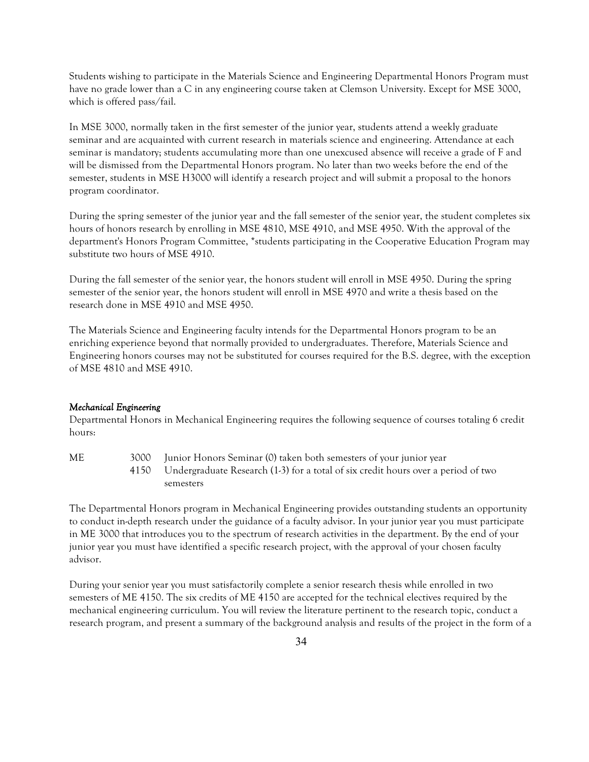Students wishing to participate in the Materials Science and Engineering Departmental Honors Program must have no grade lower than a C in any engineering course taken at Clemson University. Except for MSE 3000, which is offered pass/fail.

In MSE 3000, normally taken in the first semester of the junior year, students attend a weekly graduate seminar and are acquainted with current research in materials science and engineering. Attendance at each seminar is mandatory; students accumulating more than one unexcused absence will receive a grade of F and will be dismissed from the Departmental Honors program. No later than two weeks before the end of the semester, students in MSE H3000 will identify a research project and will submit a proposal to the honors program coordinator.

During the spring semester of the junior year and the fall semester of the senior year, the student completes six hours of honors research by enrolling in MSE 4810, MSE 4910, and MSE 4950. With the approval of the department's Honors Program Committee, *students participating in the Cooperative Education Program may substitute two hours of MSE 4910.

During the fall semester of the senior year, the honors student will enroll in MSE 4950. During the spring semester of the senior year, the honors student will enroll in MSE 4970 and write a thesis based on the research done in MSE 4910 and MSE 4950.

The Materials Science and Engineering faculty intends for the Departmental Honors program to be an enriching experience beyond that normally provided to undergraduates. Therefore, Materials Science and Engineering honors courses may not be substituted for courses required for the B.S. degree, with the exception of MSE 4810 and MSE 4910.

*Mechanical Engineering*

Departmental Honors in Mechanical Engineering requires the following sequence of courses totaling 6 credit hours:

| | | |
|---|---|---|
| ME | 3000 | Junior Honors Seminar (0) taken both semesters of your junior year |
| | 4150 | Undergraduate Research (1-3) for a total of six credit hours over a period of two semesters |

The Departmental Honors program in Mechanical Engineering provides outstanding students an opportunity to conduct in-depth research under the guidance of a faculty advisor. In your junior year you must participate in ME 3000 that introduces you to the spectrum of research activities in the department. By the end of your junior year you must have identified a specific research project, with the approval of your chosen faculty advisor.

During your senior year you must satisfactorily complete a senior research thesis while enrolled in two semesters of ME 4150. The six credits of ME 4150 are accepted for the technical electives required by the mechanical engineering curriculum. You will review the literature pertinent to the research topic, conduct a research program, and present a summary of the background analysis and results of the project in the form of a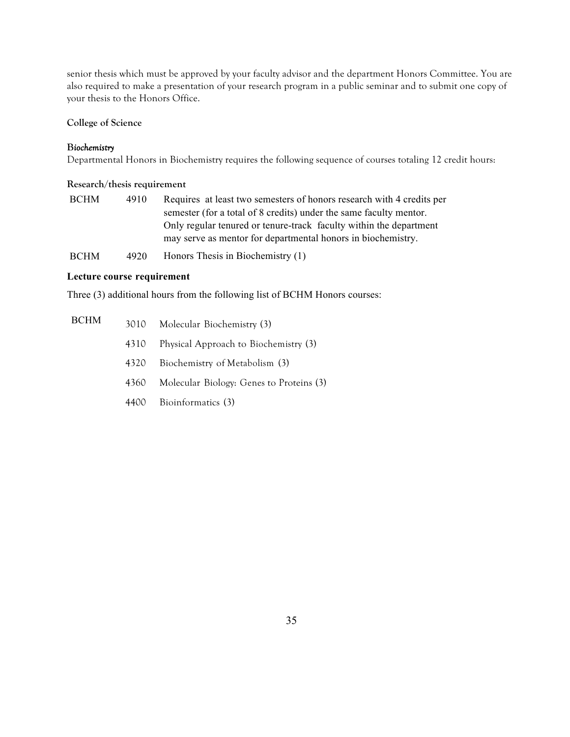senior thesis which must be approved by your faculty advisor and the department Honors Committee. You are also required to make a presentation of your research program in a public seminar and to submit one copy of your thesis to the Honors Office.

**College of Science**

***Biochemistry***

Departmental Honors in Biochemistry requires the following sequence of courses totaling 12 credit hours:

**Research/thesis requirement**

| | | |
|---|---|---|
| BCHM | 4910 | Requires at least two semesters of honors research with 4 credits per semester (for a total of 8 credits) under the same faculty mentor. Only regular tenured or tenure-track faculty within the department may serve as mentor for departmental honors in biochemistry. |
| BCHM | 4920 | Honors Thesis in Biochemistry (1) |

**Lecture course requirement**

Three (3) additional hours from the following list of BCHM Honors courses:

| | | |
|---|---|---|
| BCHM | 3010 | Molecular Biochemistry (3) |
| | 4310 | Physical Approach to Biochemistry (3) |
| | 4320 | Biochemistry of Metabolism (3) |
| | 4360 | Molecular Biology: Genes to Proteins (3) |
| | 4400 | Bioinformatics (3) |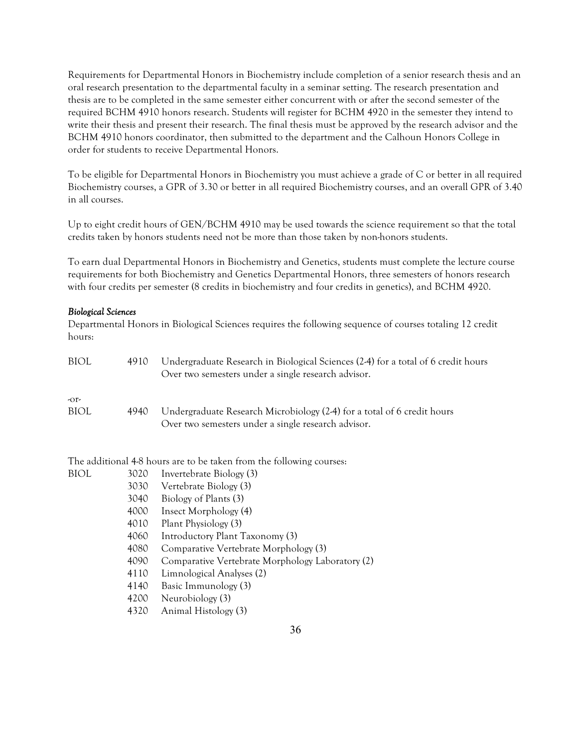Requirements for Departmental Honors in Biochemistry include completion of a senior research thesis and an oral research presentation to the departmental faculty in a seminar setting. The research presentation and thesis are to be completed in the same semester either concurrent with or after the second semester of the required BCHM 4910 honors research. Students will register for BCHM 4920 in the semester they intend to write their thesis and present their research. The final thesis must be approved by the research advisor and the BCHM 4910 honors coordinator, then submitted to the department and the Calhoun Honors College in order for students to receive Departmental Honors.

To be eligible for Departmental Honors in Biochemistry you must achieve a grade of C or better in all required Biochemistry courses, a GPR of 3.30 or better in all required Biochemistry courses, and an overall GPR of 3.40 in all courses.

Up to eight credit hours of GEN/BCHM 4910 may be used towards the science requirement so that the total credits taken by honors students need not be more than those taken by non-honors students.

To earn dual Departmental Honors in Biochemistry and Genetics, students must complete the lecture course requirements for both Biochemistry and Genetics Departmental Honors, three semesters of honors research with four credits per semester (8 credits in biochemistry and four credits in genetics), and BCHM 4920.

*Biological Sciences*

Departmental Honors in Biological Sciences requires the following sequence of courses totaling 12 credit hours:

BIOL 4910 Undergraduate Research in Biological Sciences (2-4) for a total of 6 credit hours Over two semesters under a single research advisor.

-or-

BIOL 4940 Undergraduate Research Microbiology (2-4) for a total of 6 credit hours Over two semesters under a single research advisor.

The additional 4-8 hours are to be taken from the following courses:

BIOL
- 3020 Invertebrate Biology (3)
- 3030 Vertebrate Biology (3)
- 3040 Biology of Plants (3)
- 4000 Insect Morphology (4)
- 4010 Plant Physiology (3)
- 4060 Introductory Plant Taxonomy (3)
- 4080 Comparative Vertebrate Morphology (3)
- 4090 Comparative Vertebrate Morphology Laboratory (2)
- 4110 Limnological Analyses (2)
- 4140 Basic Immunology (3)
- 4200 Neurobiology (3)
- 4320 Animal Histology (3)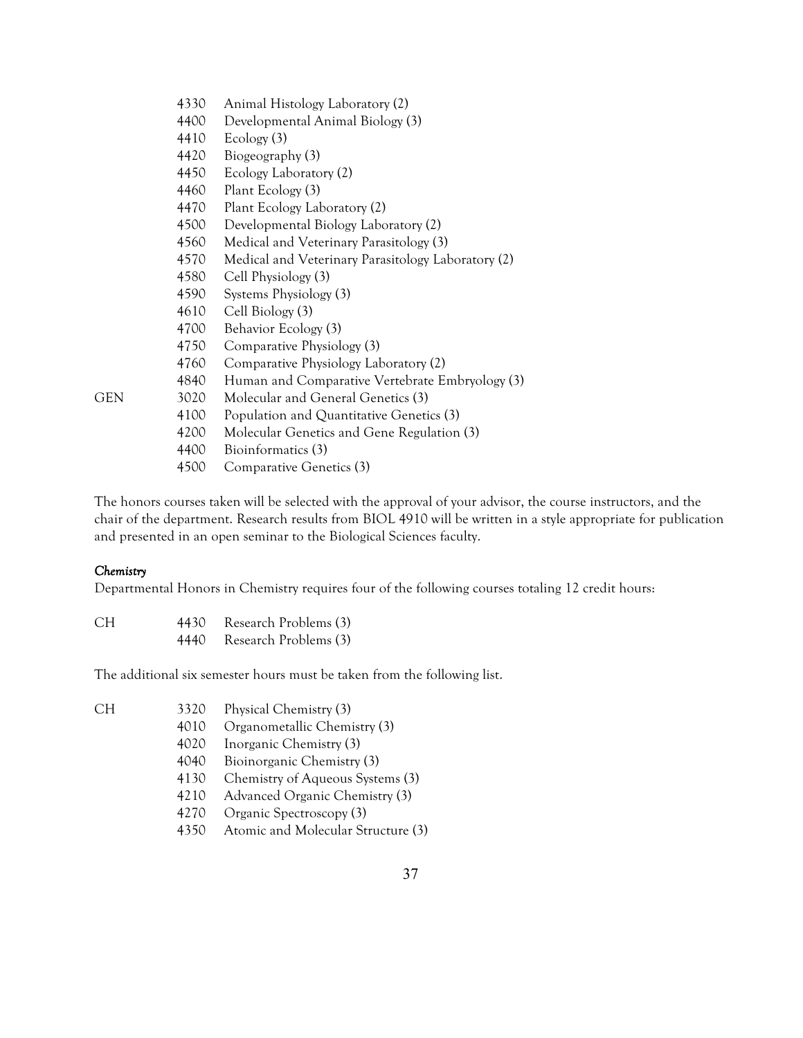| | | |
|---|---|---|
| | 4330 | Animal Histology Laboratory (2) |
| | 4400 | Developmental Animal Biology (3) |
| | 4410 | Ecology (3) |
| | 4420 | Biogeography (3) |
| | 4450 | Ecology Laboratory (2) |
| | 4460 | Plant Ecology (3) |
| | 4470 | Plant Ecology Laboratory (2) |
| | 4500 | Developmental Biology Laboratory (2) |
| | 4560 | Medical and Veterinary Parasitology (3) |
| | 4570 | Medical and Veterinary Parasitology Laboratory (2) |
| | 4580 | Cell Physiology (3) |
| | 4590 | Systems Physiology (3) |
| | 4610 | Cell Biology (3) |
| | 4700 | Behavior Ecology (3) |
| | 4750 | Comparative Physiology (3) |
| | 4760 | Comparative Physiology Laboratory (2) |
| | 4840 | Human and Comparative Vertebrate Embryology (3) |
| GEN | 3020 | Molecular and General Genetics (3) |
| | 4100 | Population and Quantitative Genetics (3) |
| | 4200 | Molecular Genetics and Gene Regulation (3) |
| | 4400 | Bioinformatics (3) |
| | 4500 | Comparative Genetics (3) |

The honors courses taken will be selected with the approval of your advisor, the course instructors, and the chair of the department. Research results from BIOL 4910 will be written in a style appropriate for publication and presented in an open seminar to the Biological Sciences faculty.

*Chemistry*

Departmental Honors in Chemistry requires four of the following courses totaling 12 credit hours:

| | | |
|---|---|---|
| CH | 4430 | Research Problems (3) |
| | 4440 | Research Problems (3) |

The additional six semester hours must be taken from the following list.

| | | |
|---|---|---|
| CH | 3320 | Physical Chemistry (3) |
| | 4010 | Organometallic Chemistry (3) |
| | 4020 | Inorganic Chemistry (3) |
| | 4040 | Bioinorganic Chemistry (3) |
| | 4130 | Chemistry of Aqueous Systems (3) |
| | 4210 | Advanced Organic Chemistry (3) |
| | 4270 | Organic Spectroscopy (3) |
| | 4350 | Atomic and Molecular Structure (3) |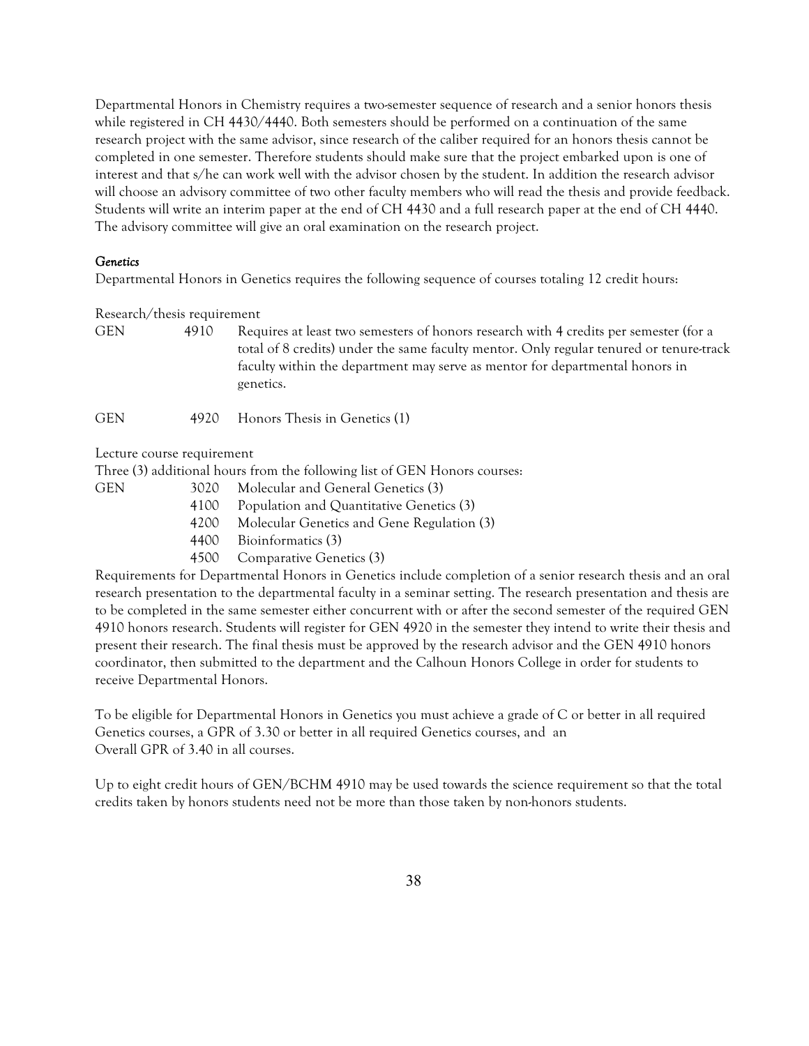Departmental Honors in Chemistry requires a two-semester sequence of research and a senior honors thesis while registered in CH 4430/4440. Both semesters should be performed on a continuation of the same research project with the same advisor, since research of the caliber required for an honors thesis cannot be completed in one semester. Therefore students should make sure that the project embarked upon is one of interest and that s/he can work well with the advisor chosen by the student. In addition the research advisor will choose an advisory committee of two other faculty members who will read the thesis and provide feedback. Students will write an interim paper at the end of CH 4430 and a full research paper at the end of CH 4440. The advisory committee will give an oral examination on the research project.

### *Genetics*

Departmental Honors in Genetics requires the following sequence of courses totaling 12 credit hours:

Research/thesis requirement

| | | |
|---|---|---|
| GEN | 4910 | Requires at least two semesters of honors research with 4 credits per semester (for a total of 8 credits) under the same faculty mentor. Only regular tenured or tenure-track faculty within the department may serve as mentor for departmental honors in genetics. |
| GEN | 4920 | Honors Thesis in Genetics (1) |

Lecture course requirement

Three (3) additional hours from the following list of GEN Honors courses:

| | | |
|---|---|---|
| GEN | 3020 | Molecular and General Genetics (3) |
| | 4100 | Population and Quantitative Genetics (3) |
| | 4200 | Molecular Genetics and Gene Regulation (3) |
| | 4400 | Bioinformatics (3) |
| | 4500 | Comparative Genetics (3) |

Requirements for Departmental Honors in Genetics include completion of a senior research thesis and an oral research presentation to the departmental faculty in a seminar setting. The research presentation and thesis are to be completed in the same semester either concurrent with or after the second semester of the required GEN 4910 honors research. Students will register for GEN 4920 in the semester they intend to write their thesis and present their research. The final thesis must be approved by the research advisor and the GEN 4910 honors coordinator, then submitted to the department and the Calhoun Honors College in order for students to receive Departmental Honors.

To be eligible for Departmental Honors in Genetics you must achieve a grade of C or better in all required Genetics courses, a GPR of 3.30 or better in all required Genetics courses, and an Overall GPR of 3.40 in all courses.

Up to eight credit hours of GEN/BCHM 4910 may be used towards the science requirement so that the total credits taken by honors students need not be more than those taken by non-honors students.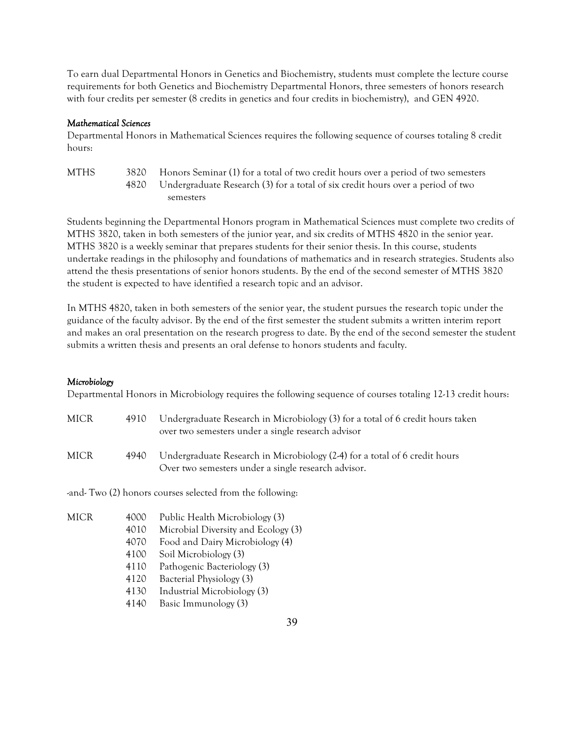To earn dual Departmental Honors in Genetics and Biochemistry, students must complete the lecture course requirements for both Genetics and Biochemistry Departmental Honors, three semesters of honors research with four credits per semester (8 credits in genetics and four credits in biochemistry), and GEN 4920.

*Mathematical Sciences*

Departmental Honors in Mathematical Sciences requires the following sequence of courses totaling 8 credit hours:

| | | |
|---|---|---|
| MTHS | 3820 | Honors Seminar (1) for a total of two credit hours over a period of two semesters |
| | 4820 | Undergraduate Research (3) for a total of six credit hours over a period of two semesters |

Students beginning the Departmental Honors program in Mathematical Sciences must complete two credits of MTHS 3820, taken in both semesters of the junior year, and six credits of MTHS 4820 in the senior year. MTHS 3820 is a weekly seminar that prepares students for their senior thesis. In this course, students undertake readings in the philosophy and foundations of mathematics and in research strategies. Students also attend the thesis presentations of senior honors students. By the end of the second semester of MTHS 3820 the student is expected to have identified a research topic and an advisor.

In MTHS 4820, taken in both semesters of the senior year, the student pursues the research topic under the guidance of the faculty advisor. By the end of the first semester the student submits a written interim report and makes an oral presentation on the research progress to date. By the end of the second semester the student submits a written thesis and presents an oral defense to honors students and faculty.

*Microbiology*

Departmental Honors in Microbiology requires the following sequence of courses totaling 12-13 credit hours:

| | | |
|---|---|---|
| MICR | 4910 | Undergraduate Research in Microbiology (3) for a total of 6 credit hours taken over two semesters under a single research advisor |
| MICR | 4940 | Undergraduate Research in Microbiology (2-4) for a total of 6 credit hours Over two semesters under a single research advisor. |

-and- Two (2) honors courses selected from the following:

| | | |
|---|---|---|
| MICR | 4000 | Public Health Microbiology (3) |
| | 4010 | Microbial Diversity and Ecology (3) |
| | 4070 | Food and Dairy Microbiology (4) |
| | 4100 | Soil Microbiology (3) |
| | 4110 | Pathogenic Bacteriology (3) |
| | 4120 | Bacterial Physiology (3) |
| | 4130 | Industrial Microbiology (3) |
| | 4140 | Basic Immunology (3) |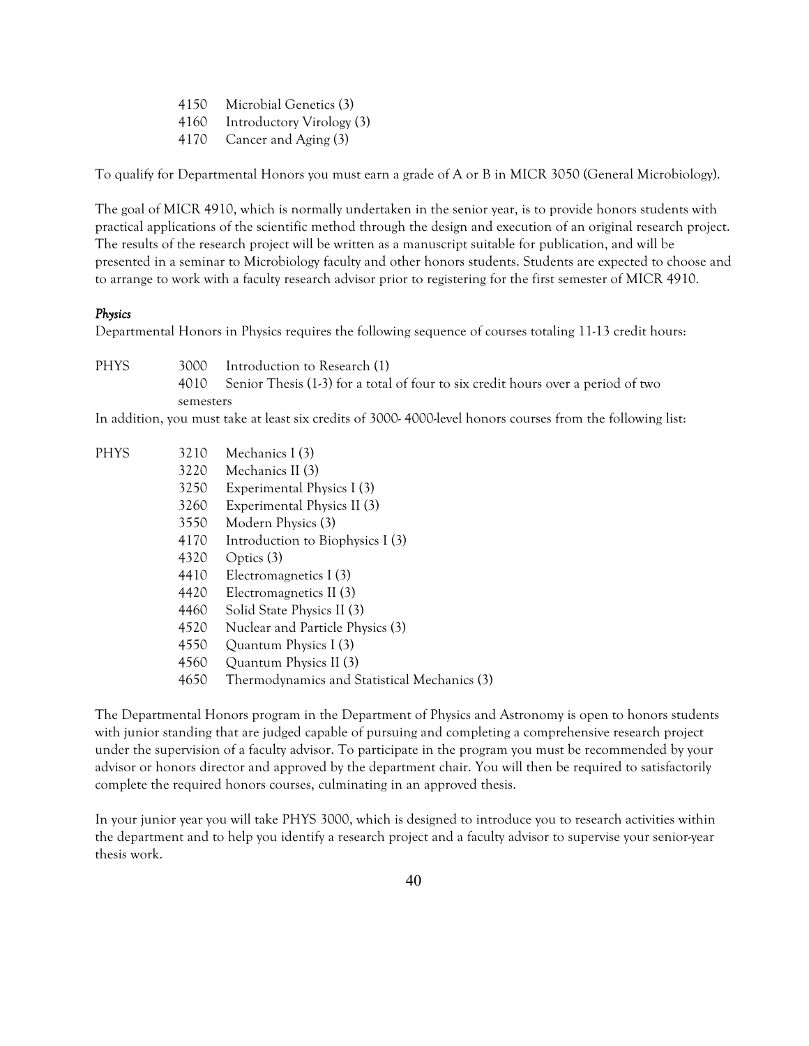4150 Microbial Genetics (3)
4160 Introductory Virology (3)
4170 Cancer and Aging (3)

To qualify for Departmental Honors you must earn a grade of A or B in MICR 3050 (General Microbiology).

The goal of MICR 4910, which is normally undertaken in the senior year, is to provide honors students with practical applications of the scientific method through the design and execution of an original research project. The results of the research project will be written as a manuscript suitable for publication, and will be presented in a seminar to Microbiology faculty and other honors students. Students are expected to choose and to arrange to work with a faculty research advisor prior to registering for the first semester of MICR 4910.

### *Physics*

Departmental Honors in Physics requires the following sequence of courses totaling 11-13 credit hours:

PHYS 3000 Introduction to Research (1)
4010 Senior Thesis (1-3) for a total of four to six credit hours over a period of two semesters

In addition, you must take at least six credits of 3000- 4000-level honors courses from the following list:

PHYS 3210 Mechanics I (3)
3220 Mechanics II (3)
3250 Experimental Physics I (3)
3260 Experimental Physics II (3)
3550 Modern Physics (3)
4170 Introduction to Biophysics I (3)
4320 Optics (3)
4410 Electromagnetics I (3)
4420 Electromagnetics II (3)
4460 Solid State Physics II (3)
4520 Nuclear and Particle Physics (3)
4550 Quantum Physics I (3)
4560 Quantum Physics II (3)
4650 Thermodynamics and Statistical Mechanics (3)

The Departmental Honors program in the Department of Physics and Astronomy is open to honors students with junior standing that are judged capable of pursuing and completing a comprehensive research project under the supervision of a faculty advisor. To participate in the program you must be recommended by your advisor or honors director and approved by the department chair. You will then be required to satisfactorily complete the required honors courses, culminating in an approved thesis.

In your junior year you will take PHYS 3000, which is designed to introduce you to research activities within the department and to help you identify a research project and a faculty advisor to supervise your senior-year thesis work.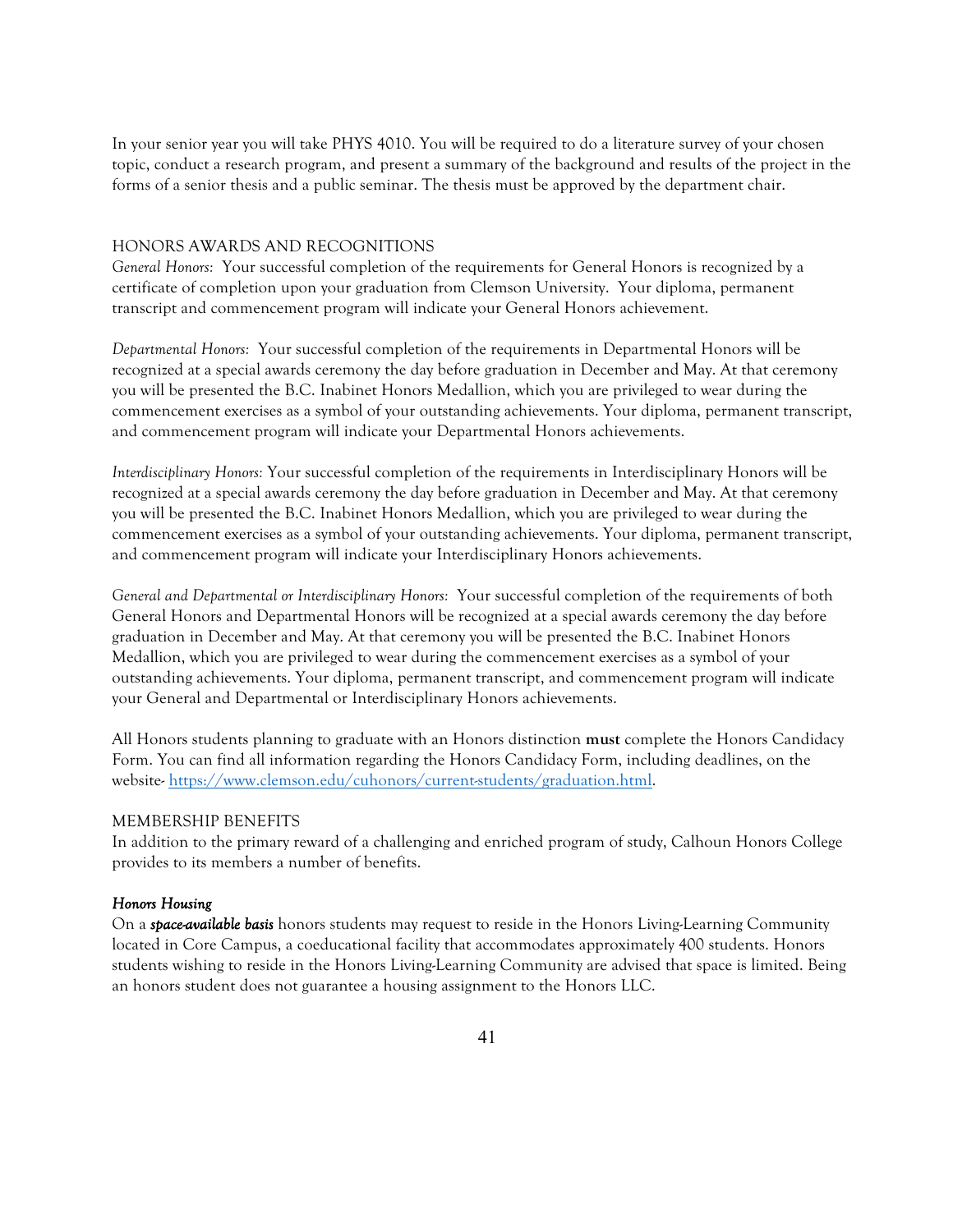In your senior year you will take PHYS 4010. You will be required to do a literature survey of your chosen topic, conduct a research program, and present a summary of the background and results of the project in the forms of a senior thesis and a public seminar. The thesis must be approved by the department chair.

## HONORS AWARDS AND RECOGNITIONS

*General Honors:* Your successful completion of the requirements for General Honors is recognized by a certificate of completion upon your graduation from Clemson University. Your diploma, permanent transcript and commencement program will indicate your General Honors achievement.

*Departmental Honors:* Your successful completion of the requirements in Departmental Honors will be recognized at a special awards ceremony the day before graduation in December and May. At that ceremony you will be presented the B.C. Inabinet Honors Medallion, which you are privileged to wear during the commencement exercises as a symbol of your outstanding achievements. Your diploma, permanent transcript, and commencement program will indicate your Departmental Honors achievements.

*Interdisciplinary Honors:* Your successful completion of the requirements in Interdisciplinary Honors will be recognized at a special awards ceremony the day before graduation in December and May. At that ceremony you will be presented the B.C. Inabinet Honors Medallion, which you are privileged to wear during the commencement exercises as a symbol of your outstanding achievements. Your diploma, permanent transcript, and commencement program will indicate your Interdisciplinary Honors achievements.

*General and Departmental or Interdisciplinary Honors:* Your successful completion of the requirements of both General Honors and Departmental Honors will be recognized at a special awards ceremony the day before graduation in December and May. At that ceremony you will be presented the B.C. Inabinet Honors Medallion, which you are privileged to wear during the commencement exercises as a symbol of your outstanding achievements. Your diploma, permanent transcript, and commencement program will indicate your General and Departmental or Interdisciplinary Honors achievements.

All Honors students planning to graduate with an Honors distinction **must** complete the Honors Candidacy Form. You can find all information regarding the Honors Candidacy Form, including deadlines, on the website- [https://www.clemson.edu/cuhonors/current-students/graduation.html](https://www.clemson.edu/cuhonors/current-students/graduation.html).

## MEMBERSHIP BENEFITS

In addition to the primary reward of a challenging and enriched program of study, Calhoun Honors College provides to its members a number of benefits.

### *Honors Housing*

On a ***space-available basis*** honors students may request to reside in the Honors Living-Learning Community located in Core Campus, a coeducational facility that accommodates approximately 400 students. Honors students wishing to reside in the Honors Living-Learning Community are advised that space is limited. Being an honors student does not guarantee a housing assignment to the Honors LLC.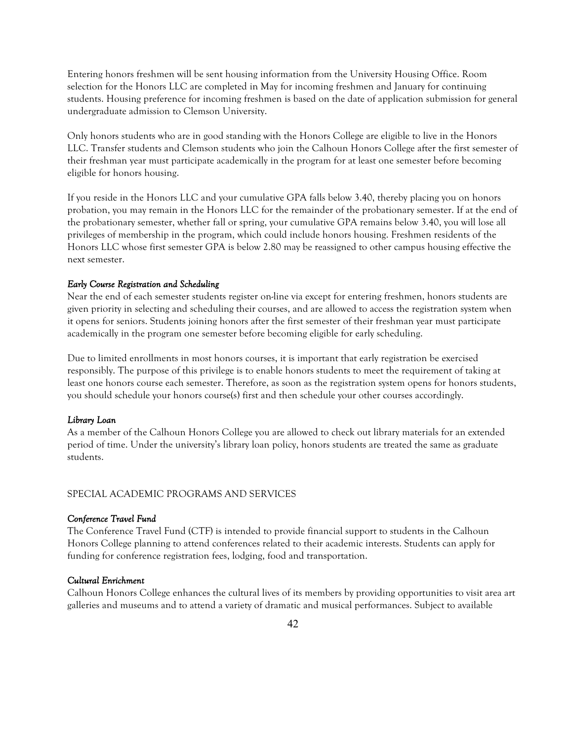Entering honors freshmen will be sent housing information from the University Housing Office. Room selection for the Honors LLC are completed in May for incoming freshmen and January for continuing students. Housing preference for incoming freshmen is based on the date of application submission for general undergraduate admission to Clemson University.

Only honors students who are in good standing with the Honors College are eligible to live in the Honors LLC. Transfer students and Clemson students who join the Calhoun Honors College after the first semester of their freshman year must participate academically in the program for at least one semester before becoming eligible for honors housing.

If you reside in the Honors LLC and your cumulative GPA falls below 3.40, thereby placing you on honors probation, you may remain in the Honors LLC for the remainder of the probationary semester. If at the end of the probationary semester, whether fall or spring, your cumulative GPA remains below 3.40, you will lose all privileges of membership in the program, which could include honors housing. Freshmen residents of the Honors LLC whose first semester GPA is below 2.80 may be reassigned to other campus housing effective the next semester.

#### *Early Course Registration and Scheduling*

Near the end of each semester students register on-line via except for entering freshmen, honors students are given priority in selecting and scheduling their courses, and are allowed to access the registration system when it opens for seniors. Students joining honors after the first semester of their freshman year must participate academically in the program one semester before becoming eligible for early scheduling.

Due to limited enrollments in most honors courses, it is important that early registration be exercised responsibly. The purpose of this privilege is to enable honors students to meet the requirement of taking at least one honors course each semester. Therefore, as soon as the registration system opens for honors students, you should schedule your honors course(s) first and then schedule your other courses accordingly.

#### *Library Loan*

As a member of the Calhoun Honors College you are allowed to check out library materials for an extended period of time. Under the university's library loan policy, honors students are treated the same as graduate students.

### SPECIAL ACADEMIC PROGRAMS AND SERVICES

#### *Conference Travel Fund*

The Conference Travel Fund (CTF) is intended to provide financial support to students in the Calhoun Honors College planning to attend conferences related to their academic interests. Students can apply for funding for conference registration fees, lodging, food and transportation.

#### *Cultural Enrichment*

Calhoun Honors College enhances the cultural lives of its members by providing opportunities to visit area art galleries and museums and to attend a variety of dramatic and musical performances. Subject to available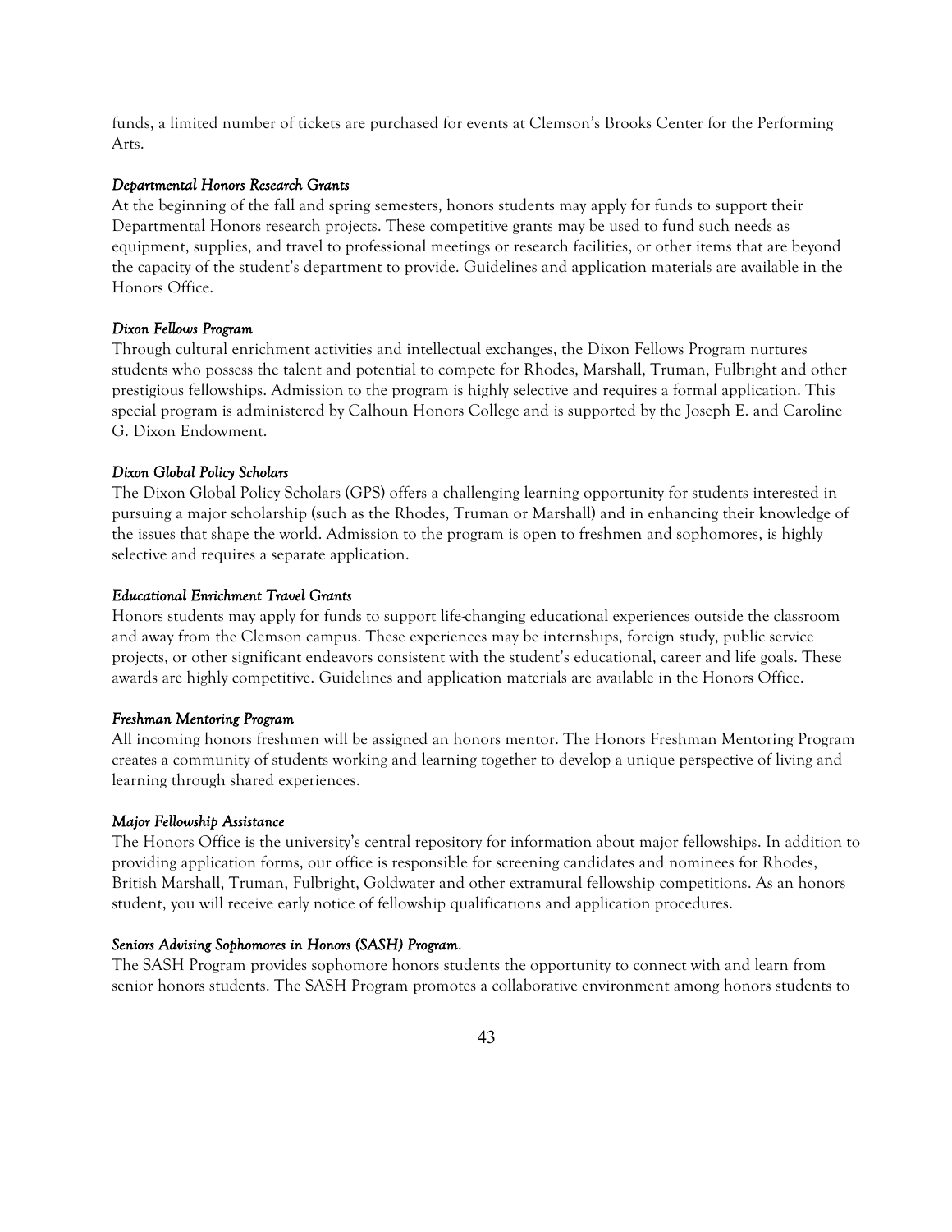funds, a limited number of tickets are purchased for events at Clemson's Brooks Center for the Performing Arts.

*Departmental Honors Research Grants*

At the beginning of the fall and spring semesters, honors students may apply for funds to support their Departmental Honors research projects. These competitive grants may be used to fund such needs as equipment, supplies, and travel to professional meetings or research facilities, or other items that are beyond the capacity of the student's department to provide. Guidelines and application materials are available in the Honors Office.

*Dixon Fellows Program*

Through cultural enrichment activities and intellectual exchanges, the Dixon Fellows Program nurtures students who possess the talent and potential to compete for Rhodes, Marshall, Truman, Fulbright and other prestigious fellowships. Admission to the program is highly selective and requires a formal application. This special program is administered by Calhoun Honors College and is supported by the Joseph E. and Caroline G. Dixon Endowment.

*Dixon Global Policy Scholars*

The Dixon Global Policy Scholars (GPS) offers a challenging learning opportunity for students interested in pursuing a major scholarship (such as the Rhodes, Truman or Marshall) and in enhancing their knowledge of the issues that shape the world. Admission to the program is open to freshmen and sophomores, is highly selective and requires a separate application.

*Educational Enrichment Travel Grants*

Honors students may apply for funds to support life-changing educational experiences outside the classroom and away from the Clemson campus. These experiences may be internships, foreign study, public service projects, or other significant endeavors consistent with the student's educational, career and life goals. These awards are highly competitive. Guidelines and application materials are available in the Honors Office.

*Freshman Mentoring Program*

All incoming honors freshmen will be assigned an honors mentor. The Honors Freshman Mentoring Program creates a community of students working and learning together to develop a unique perspective of living and learning through shared experiences.

*Major Fellowship Assistance*

The Honors Office is the university's central repository for information about major fellowships. In addition to providing application forms, our office is responsible for screening candidates and nominees for Rhodes, British Marshall, Truman, Fulbright, Goldwater and other extramural fellowship competitions. As an honors student, you will receive early notice of fellowship qualifications and application procedures.

*Seniors Advising Sophomores in Honors (SASH) Program.*

The SASH Program provides sophomore honors students the opportunity to connect with and learn from senior honors students. The SASH Program promotes a collaborative environment among honors students to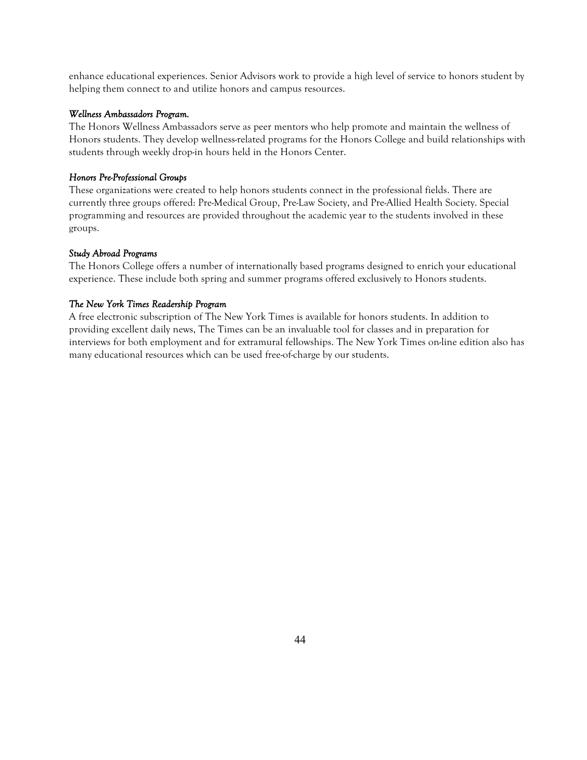enhance educational experiences. Senior Advisors work to provide a high level of service to honors student by helping them connect to and utilize honors and campus resources.

*Wellness Ambassadors Program.*

The Honors Wellness Ambassadors serve as peer mentors who help promote and maintain the wellness of Honors students. They develop wellness-related programs for the Honors College and build relationships with students through weekly drop-in hours held in the Honors Center.

*Honors Pre-Professional Groups*

These organizations were created to help honors students connect in the professional fields. There are currently three groups offered: Pre-Medical Group, Pre-Law Society, and Pre-Allied Health Society. Special programming and resources are provided throughout the academic year to the students involved in these groups.

*Study Abroad Programs*

The Honors College offers a number of internationally based programs designed to enrich your educational experience. These include both spring and summer programs offered exclusively to Honors students.

*The New York Times Readership Program*

A free electronic subscription of The New York Times is available for honors students. In addition to providing excellent daily news, The Times can be an invaluable tool for classes and in preparation for interviews for both employment and for extramural fellowships. The New York Times on-line edition also has many educational resources which can be used free-of-charge by our students.